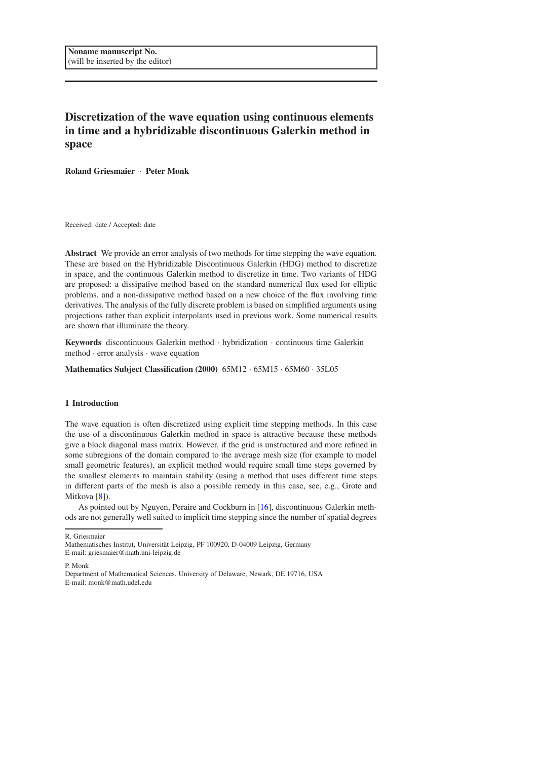Noname manuscript No.
(will be inserted by the editor)

# Discretization of the wave equation using continuous elements in time and a hybridizable discontinuous Galerkin method in space

**Roland Griesmaier** · **Peter Monk**

Received: date / Accepted: date

**Abstract** We provide an error analysis of two methods for time stepping the wave equation. These are based on the Hybridizable Discontinuous Galerkin (HDG) method to discretize in space, and the continuous Galerkin method to discretize in time. Two variants of HDG are proposed: a dissipative method based on the standard numerical flux used for elliptic problems, and a non-dissipative method based on a new choice of the flux involving time derivatives. The analysis of the fully discrete problem is based on simplified arguments using projections rather than explicit interpolants used in previous work. Some numerical results are shown that illuminate the theory.

**Keywords** discontinuous Galerkin method · hybridization · continuous time Galerkin method · error analysis · wave equation

**Mathematics Subject Classification (2000)** 65M12 · 65M15 · 65M60 · 35L05

## 1 Introduction

The wave equation is often discretized using explicit time stepping methods. In this case the use of a discontinuous Galerkin method in space is attractive because these methods give a block diagonal mass matrix. However, if the grid is unstructured and more refined in some subregions of the domain compared to the average mesh size (for example to model small geometric features), an explicit method would require small time steps governed by the smallest elements to maintain stability (using a method that uses different time steps in different parts of the mesh is also a possible remedy in this case, see, e.g., Grote and Mitkova [8]).

As pointed out by Nguyen, Peraire and Cockburn in [16], discontinuous Galerkin methods are not generally well suited to implicit time stepping since the number of spatial degrees

---

R. Griesmaier
Mathematisches Institut, Universität Leipzig, PF 100920, D-04009 Leipzig, Germany
E-mail: griesmaier@math.uni-leipzig.de

P. Monk
Department of Mathematical Sciences, University of Delaware, Newark, DE 19716, USA
E-mail: monk@math.udel.edu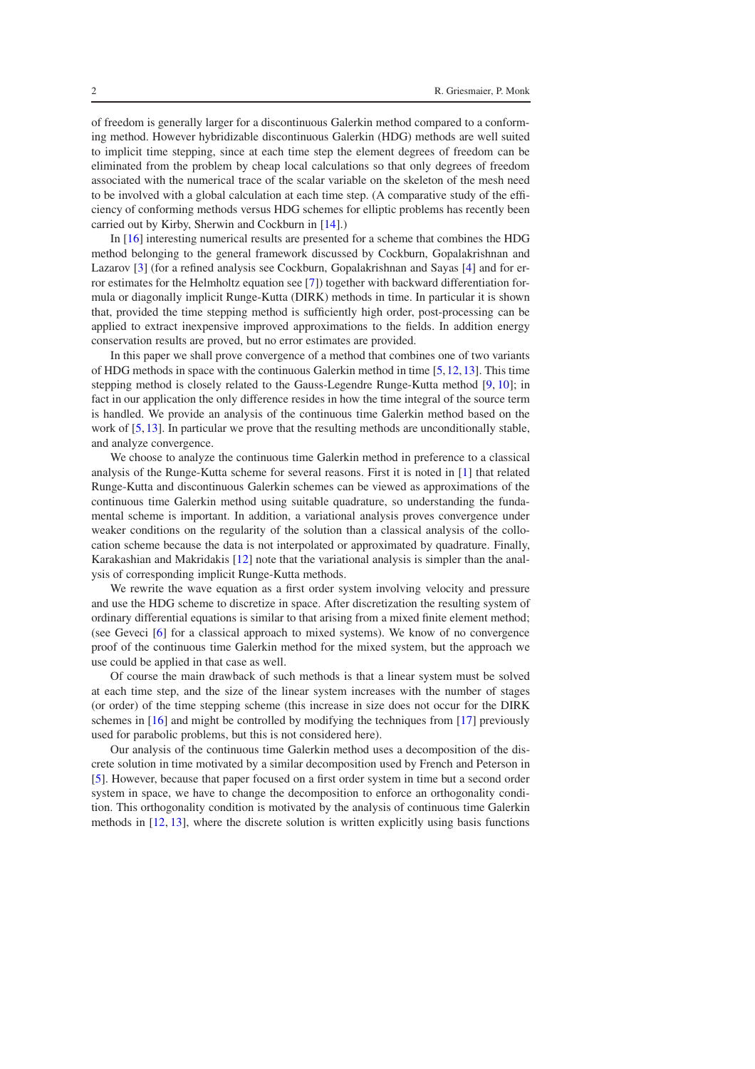of freedom is generally larger for a discontinuous Galerkin method compared to a conforming method. However hybridizable discontinuous Galerkin (HDG) methods are well suited to implicit time stepping, since at each time step the element degrees of freedom can be eliminated from the problem by cheap local calculations so that only degrees of freedom associated with the numerical trace of the scalar variable on the skeleton of the mesh need to be involved with a global calculation at each time step. (A comparative study of the efficiency of conforming methods versus HDG schemes for elliptic problems has recently been carried out by Kirby, Sherwin and Cockburn in [14].)

In [16] interesting numerical results are presented for a scheme that combines the HDG method belonging to the general framework discussed by Cockburn, Gopalakrishnan and Lazarov [3] (for a refined analysis see Cockburn, Gopalakrishnan and Sayas [4] and for error estimates for the Helmholtz equation see [7]) together with backward differentiation formula or diagonally implicit Runge-Kutta (DIRK) methods in time. In particular it is shown that, provided the time stepping method is sufficiently high order, post-processing can be applied to extract inexpensive improved approximations to the fields. In addition energy conservation results are proved, but no error estimates are provided.

In this paper we shall prove convergence of a method that combines one of two variants of HDG methods in space with the continuous Galerkin method in time [5, 12, 13]. This time stepping method is closely related to the Gauss-Legendre Runge-Kutta method [9, 10]; in fact in our application the only difference resides in how the time integral of the source term is handled. We provide an analysis of the continuous time Galerkin method based on the work of [5, 13]. In particular we prove that the resulting methods are unconditionally stable, and analyze convergence.

We choose to analyze the continuous time Galerkin method in preference to a classical analysis of the Runge-Kutta scheme for several reasons. First it is noted in [1] that related Runge-Kutta and discontinuous Galerkin schemes can be viewed as approximations of the continuous time Galerkin method using suitable quadrature, so understanding the fundamental scheme is important. In addition, a variational analysis proves convergence under weaker conditions on the regularity of the solution than a classical analysis of the collocation scheme because the data is not interpolated or approximated by quadrature. Finally, Karakashian and Makridakis [12] note that the variational analysis is simpler than the analysis of corresponding implicit Runge-Kutta methods.

We rewrite the wave equation as a first order system involving velocity and pressure and use the HDG scheme to discretize in space. After discretization the resulting system of ordinary differential equations is similar to that arising from a mixed finite element method; (see Geveci [6] for a classical approach to mixed systems). We know of no convergence proof of the continuous time Galerkin method for the mixed system, but the approach we use could be applied in that case as well.

Of course the main drawback of such methods is that a linear system must be solved at each time step, and the size of the linear system increases with the number of stages (or order) of the time stepping scheme (this increase in size does not occur for the DIRK schemes in [16] and might be controlled by modifying the techniques from [17] previously used for parabolic problems, but this is not considered here).

Our analysis of the continuous time Galerkin method uses a decomposition of the discrete solution in time motivated by a similar decomposition used by French and Peterson in [5]. However, because that paper focused on a first order system in time but a second order system in space, we have to change the decomposition to enforce an orthogonality condition. This orthogonality condition is motivated by the analysis of continuous time Galerkin methods in [12, 13], where the discrete solution is written explicitly using basis functions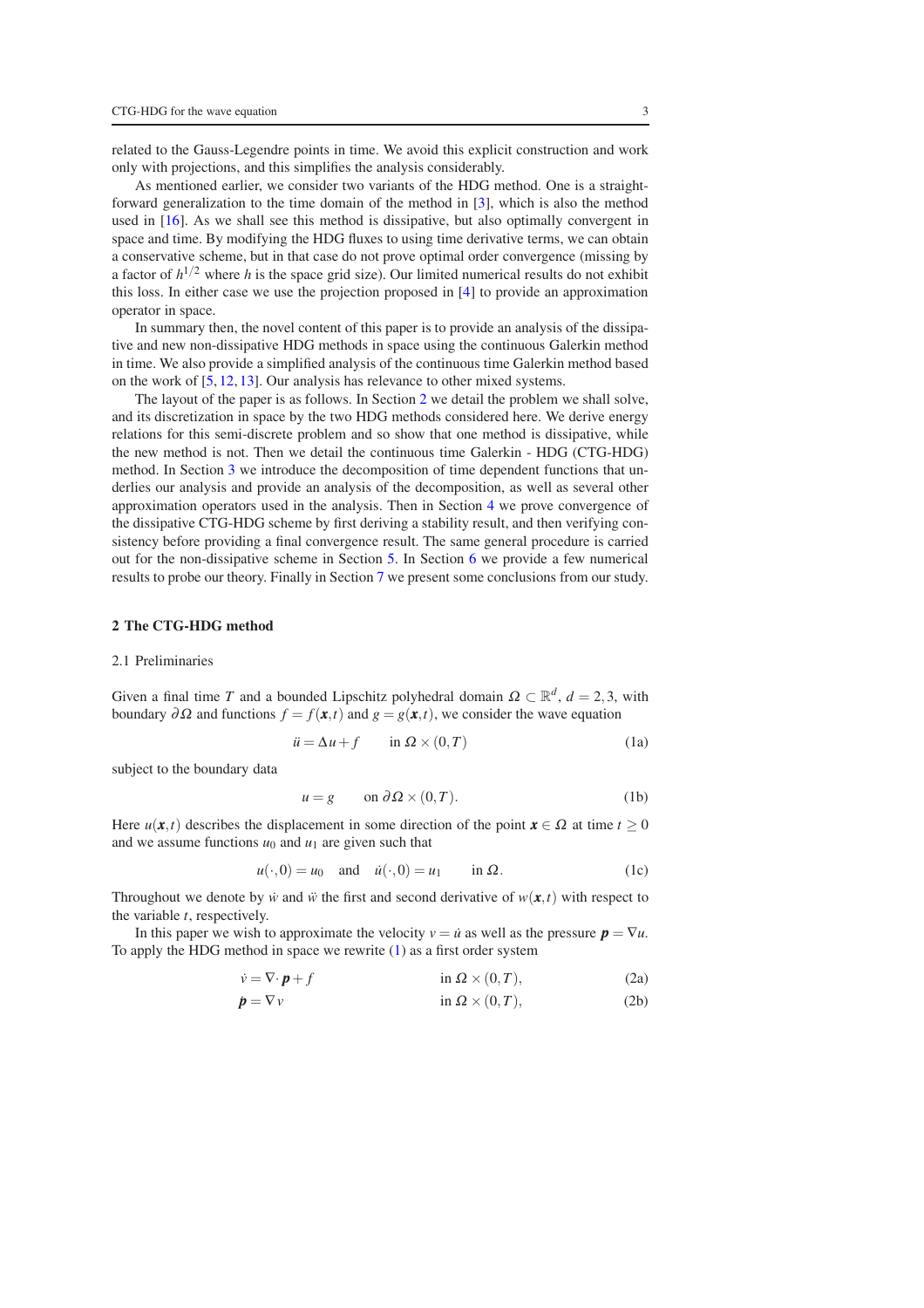related to the Gauss-Legendre points in time. We avoid this explicit construction and work only with projections, and this simplifies the analysis considerably.

As mentioned earlier, we consider two variants of the HDG method. One is a straightforward generalization to the time domain of the method in [3], which is also the method used in [16]. As we shall see this method is dissipative, but also optimally convergent in space and time. By modifying the HDG fluxes to using time derivative terms, we can obtain a conservative scheme, but in that case do not prove optimal order convergence (missing by a factor of $h^{1/2}$ where $h$ is the space grid size). Our limited numerical results do not exhibit this loss. In either case we use the projection proposed in [4] to provide an approximation operator in space.

In summary then, the novel content of this paper is to provide an analysis of the dissipative and new non-dissipative HDG methods in space using the continuous Galerkin method in time. We also provide a simplified analysis of the continuous time Galerkin method based on the work of [5, 12, 13]. Our analysis has relevance to other mixed systems.

The layout of the paper is as follows. In Section 2 we detail the problem we shall solve, and its discretization in space by the two HDG methods considered here. We derive energy relations for this semi-discrete problem and so show that one method is dissipative, while the new method is not. Then we detail the continuous time Galerkin - HDG (CTG-HDG) method. In Section 3 we introduce the decomposition of time dependent functions that underlies our analysis and provide an analysis of the decomposition, as well as several other approximation operators used in the analysis. Then in Section 4 we prove convergence of the dissipative CTG-HDG scheme by first deriving a stability result, and then verifying consistency before providing a final convergence result. The same general procedure is carried out for the non-dissipative scheme in Section 5. In Section 6 we provide a few numerical results to probe our theory. Finally in Section 7 we present some conclusions from our study.

## 2 The CTG-HDG method

### 2.1 Preliminaries

Given a final time $T$ and a bounded Lipschitz polyhedral domain $\Omega \subset \mathbb{R}^d$, $d = 2,3$, with boundary $\partial\Omega$ and functions $f = f(\boldsymbol{x},t)$ and $g = g(\boldsymbol{x},t)$, we consider the wave equation

$$\ddot{u} = \Delta u + f \qquad \text{in } \Omega \times (0,T) \tag{1a}$$

subject to the boundary data

$$u = g \qquad \text{on } \partial\Omega \times (0,T). \tag{1b}$$

Here $u(\boldsymbol{x},t)$ describes the displacement in some direction of the point $\boldsymbol{x} \in \Omega$ at time $t \geq 0$ and we assume functions $u_0$ and $u_1$ are given such that

$$u(\cdot,0) = u_0 \quad \text{and} \quad \dot{u}(\cdot,0) = u_1 \qquad \text{in } \Omega. \tag{1c}$$

Throughout we denote by $\dot{w}$ and $\ddot{w}$ the first and second derivative of $w(\boldsymbol{x},t)$ with respect to the variable $t$, respectively.

In this paper we wish to approximate the velocity $v = \dot{u}$ as well as the pressure $\boldsymbol{p} = \nabla u$. To apply the HDG method in space we rewrite (1) as a first order system

$$\dot{v} = \nabla \cdot \boldsymbol{p} + f \qquad \text{in } \Omega \times (0,T), \tag{2a}$$

$$\dot{\boldsymbol{p}} = \nabla v \qquad \text{in } \Omega \times (0,T), \tag{2b}$$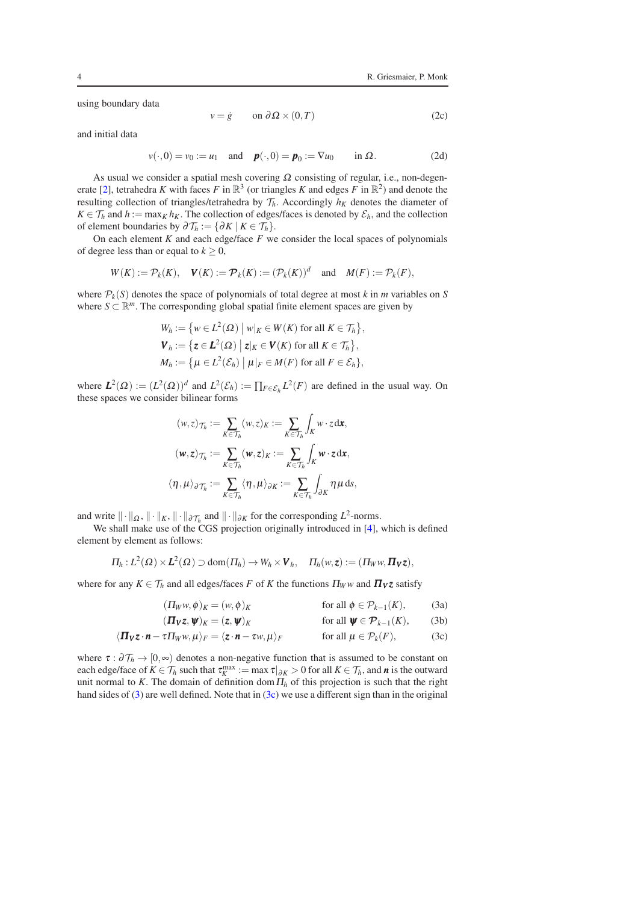using boundary data

$$v = \dot{g} \qquad \text{on } \partial\Omega \times (0,T) \tag{2c}$$

and initial data

$$v(\cdot,0) = v_0 := u_1 \quad \text{and} \quad \boldsymbol{p}(\cdot,0) = \boldsymbol{p}_0 := \nabla u_0 \qquad \text{in } \Omega. \tag{2d}$$

As usual we consider a spatial mesh covering $\Omega$ consisting of regular, i.e., non-degenerate [2], tetrahedra $K$ with faces $F$ in $\mathbb{R}^3$ (or triangles $K$ and edges $F$ in $\mathbb{R}^2$) and denote the resulting collection of triangles/tetrahedra by $\mathcal{T}_h$. Accordingly $h_K$ denotes the diameter of $K \in \mathcal{T}_h$ and $h := \max_K h_K$. The collection of edges/faces is denoted by $\mathcal{E}_h$, and the collection of element boundaries by $\partial\mathcal{T}_h := \{\partial K \mid K \in \mathcal{T}_h\}$.

On each element $K$ and each edge/face $F$ we consider the local spaces of polynomials of degree less than or equal to $k \geq 0$,

$$W(K) := \mathcal{P}_k(K), \quad \boldsymbol{V}(K) := \boldsymbol{\mathcal{P}}_k(K) := (\mathcal{P}_k(K))^d \quad \text{and} \quad M(F) := \mathcal{P}_k(F),$$

where $\mathcal{P}_k(S)$ denotes the space of polynomials of total degree at most $k$ in $m$ variables on $S$ where $S \subset \mathbb{R}^m$. The corresponding global spatial finite element spaces are given by

$$\begin{aligned}
W_h &:= \left\{ w \in L^2(\Omega) \mid w|_K \in W(K) \text{ for all } K \in \mathcal{T}_h \right\}, \\
\boldsymbol{V}_h &:= \left\{ \boldsymbol{z} \in \boldsymbol{L}^2(\Omega) \mid \boldsymbol{z}|_K \in \boldsymbol{V}(K) \text{ for all } K \in \mathcal{T}_h \right\}, \\
M_h &:= \left\{ \mu \in L^2(\mathcal{E}_h) \mid \mu|_F \in M(F) \text{ for all } F \in \mathcal{E}_h \right\},
\end{aligned}$$

where $\boldsymbol{L}^2(\Omega) := (L^2(\Omega))^d$ and $L^2(\mathcal{E}_h) := \prod_{F \in \mathcal{E}_h} L^2(F)$ are defined in the usual way. On these spaces we consider bilinear forms

$$\begin{aligned}
(w,z)_{\mathcal{T}_h} &:= \sum_{K \in \mathcal{T}_h} (w,z)_K := \sum_{K \in \mathcal{T}_h} \int_K w \cdot z \, \mathrm{d}\boldsymbol{x}, \\
(\boldsymbol{w},\boldsymbol{z})_{\mathcal{T}_h} &:= \sum_{K \in \mathcal{T}_h} (\boldsymbol{w},\boldsymbol{z})_K := \sum_{K \in \mathcal{T}_h} \int_K \boldsymbol{w} \cdot \boldsymbol{z} \, \mathrm{d}\boldsymbol{x}, \\
\langle \eta, \mu \rangle_{\partial\mathcal{T}_h} &:= \sum_{K \in \mathcal{T}_h} \langle \eta, \mu \rangle_{\partial K} := \sum_{K \in \mathcal{T}_h} \int_{\partial K} \eta \mu \, \mathrm{d}s,
\end{aligned}$$

and write $\|\cdot\|_\Omega$, $\|\cdot\|_K$, $\|\cdot\|_{\partial\mathcal{T}_h}$ and $\|\cdot\|_{\partial K}$ for the corresponding $L^2$-norms.

We shall make use of the CGS projection originally introduced in [4], which is defined element by element as follows:

$$\Pi_h : L^2(\Omega) \times \boldsymbol{L}^2(\Omega) \supset \operatorname{dom}(\Pi_h) \to W_h \times \boldsymbol{V}_h, \quad \Pi_h(w,\boldsymbol{z}) := (\Pi_W w, \boldsymbol{\Pi}_{\boldsymbol{V}} \boldsymbol{z}),$$

where for any $K \in \mathcal{T}_h$ and all edges/faces $F$ of $K$ the functions $\Pi_W w$ and $\boldsymbol{\Pi}_{\boldsymbol{V}} \boldsymbol{z}$ satisfy

$$(\Pi_W w, \phi)_K = (w, \phi)_K \qquad \text{for all } \phi \in \mathcal{P}_{k-1}(K), \tag{3a}$$

$$(\boldsymbol{\Pi}_{\boldsymbol{V}} \boldsymbol{z}, \boldsymbol{\psi})_K = (\boldsymbol{z}, \boldsymbol{\psi})_K \qquad \text{for all } \boldsymbol{\psi} \in \boldsymbol{\mathcal{P}}_{k-1}(K), \tag{3b}$$

$$\langle \boldsymbol{\Pi}_{\boldsymbol{V}} \boldsymbol{z} \cdot \boldsymbol{n} - \tau \Pi_W w, \mu \rangle_F = \langle \boldsymbol{z} \cdot \boldsymbol{n} - \tau w, \mu \rangle_F \qquad \text{for all } \mu \in \mathcal{P}_k(F), \tag{3c}$$

where $\tau : \partial\mathcal{T}_h \to [0,\infty)$ denotes a non-negative function that is assumed to be constant on each edge/face of $K \in \mathcal{T}_h$ such that $\tau_K^{\max} := \max \tau|_{\partial K} > 0$ for all $K \in \mathcal{T}_h$, and $\boldsymbol{n}$ is the outward unit normal to $K$. The domain of definition $\operatorname{dom} \Pi_h$ of this projection is such that the right hand sides of (3) are well defined. Note that in (3c) we use a different sign than in the original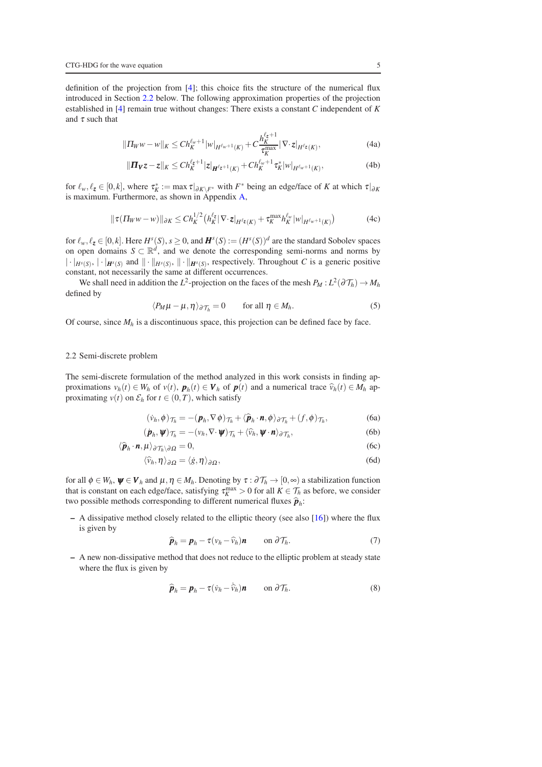definition of the projection from [4]; this choice fits the structure of the numerical flux introduced in Section 2.2 below. The following approximation properties of the projection established in [4] remain true without changes: There exists a constant $C$ independent of $K$ and $\tau$ such that

$$\|\Pi_W w - w\|_K \leq C h_K^{\ell_w+1} |w|_{H^{\ell_w+1}(K)} + C \frac{h_K^{\ell_{\boldsymbol{z}}+1}}{\tau_K^{\max}} |\nabla\cdot \boldsymbol{z}|_{H^{\ell_{\boldsymbol{z}}}(K)}, \tag{4a}$$

$$\|\boldsymbol{\Pi}_{\boldsymbol{V}} \boldsymbol{z} - \boldsymbol{z}\|_K \leq C h_K^{\ell_{\boldsymbol{z}}+1} |\boldsymbol{z}|_{\boldsymbol{H}^{\ell_{\boldsymbol{z}}+1}(K)} + C h_K^{\ell_w+1} \tau_K^{*} |w|_{H^{\ell_w+1}(K)}, \tag{4b}$$

for $\ell_w, \ell_{\boldsymbol{z}} \in [0,k]$, where $\tau_K^* := \max \tau|_{\partial K \setminus F^*}$ with $F^*$ being an edge/face of $K$ at which $\tau|_{\partial K}$ is maximum. Furthermore, as shown in Appendix A,

$$\|\tau(\Pi_W w - w)\|_{\partial K} \leq C h_K^{1/2} \big( h_K^{\ell_{\boldsymbol{z}}} |\nabla\cdot \boldsymbol{z}|_{H^{\ell_{\boldsymbol{z}}}(K)} + \tau_K^{\max} h_K^{\ell_w} |w|_{H^{\ell_w+1}(K)} \big) \tag{4c}$$

for $\ell_w, \ell_{\boldsymbol{z}} \in [0,k]$. Here $H^s(S)$, $s \geq 0$, and $\boldsymbol{H}^s(S) := (H^s(S))^d$ are the standard Sobolev spaces on open domains $S \subset \mathbb{R}^d$, and we denote the corresponding semi-norms and norms by $|\cdot|_{H^s(S)}$, $|\cdot|_{\boldsymbol{H}^s(S)}$ and $\|\cdot\|_{H^s(S)}$, $\|\cdot\|_{\boldsymbol{H}^s(S)}$, respectively. Throughout $C$ is a generic positive constant, not necessarily the same at different occurrences.

We shall need in addition the $L^2$-projection on the faces of the mesh $P_M : L^2(\partial\mathcal{T}_h) \to M_h$ defined by

$$\langle P_M \mu - \mu, \eta \rangle_{\partial\mathcal{T}_h} = 0 \qquad \text{for all } \eta \in M_h. \tag{5}$$

Of course, since $M_h$ is a discontinuous space, this projection can be defined face by face.

### 2.2 Semi-discrete problem

The semi-discrete formulation of the method analyzed in this work consists in finding approximations $v_h(t) \in W_h$ of $v(t)$, $\boldsymbol{p}_h(t) \in \boldsymbol{V}_h$ of $\boldsymbol{p}(t)$ and a numerical trace $\widehat{v}_h(t) \in M_h$ approximating $v(t)$ on $\mathcal{E}_h$ for $t \in (0,T)$, which satisfy

$$(\dot{v}_h, \phi)_{\mathcal{T}_h} = -(\boldsymbol{p}_h, \nabla \phi)_{\mathcal{T}_h} + \langle \widehat{\boldsymbol{p}}_h \cdot \boldsymbol{n}, \phi \rangle_{\partial\mathcal{T}_h} + (f, \phi)_{\mathcal{T}_h}, \tag{6a}$$

$$(\dot{\boldsymbol{p}}_h, \boldsymbol{\psi})_{\mathcal{T}_h} = -(v_h, \nabla\cdot \boldsymbol{\psi})_{\mathcal{T}_h} + \langle \widehat{v}_h, \boldsymbol{\psi} \cdot \boldsymbol{n} \rangle_{\partial\mathcal{T}_h}, \tag{6b}$$

$$\langle \widehat{\boldsymbol{p}}_h \cdot \boldsymbol{n}, \mu \rangle_{\partial\mathcal{T}_h \setminus \partial\Omega} = 0, \tag{6c}$$

$$\langle \widehat{v}_h, \eta \rangle_{\partial\Omega} = \langle \dot{g}, \eta \rangle_{\partial\Omega}, \tag{6d}$$

for all $\phi \in W_h$, $\boldsymbol{\psi} \in \boldsymbol{V}_h$ and $\mu, \eta \in M_h$. Denoting by $\tau : \partial\mathcal{T}_h \to [0,\infty)$ a stabilization function that is constant on each edge/face, satisfying $\tau_K^{\max} > 0$ for all $K \in \mathcal{T}_h$ as before, we consider two possible methods corresponding to different numerical fluxes $\widehat{\boldsymbol{p}}_h$:

- A dissipative method closely related to the elliptic theory (see also [16]) where the flux is given by

$$\widehat{\boldsymbol{p}}_h = \boldsymbol{p}_h - \tau(v_h - \widehat{v}_h)\boldsymbol{n} \qquad \text{on } \partial\mathcal{T}_h. \tag{7}$$

- A new non-dissipative method that does not reduce to the elliptic problem at steady state where the flux is given by

$$\widehat{\boldsymbol{p}}_h = \boldsymbol{p}_h - \tau(\dot{v}_h - \dot{\widehat{v}}_h)\boldsymbol{n} \qquad \text{on } \partial\mathcal{T}_h. \tag{8}$$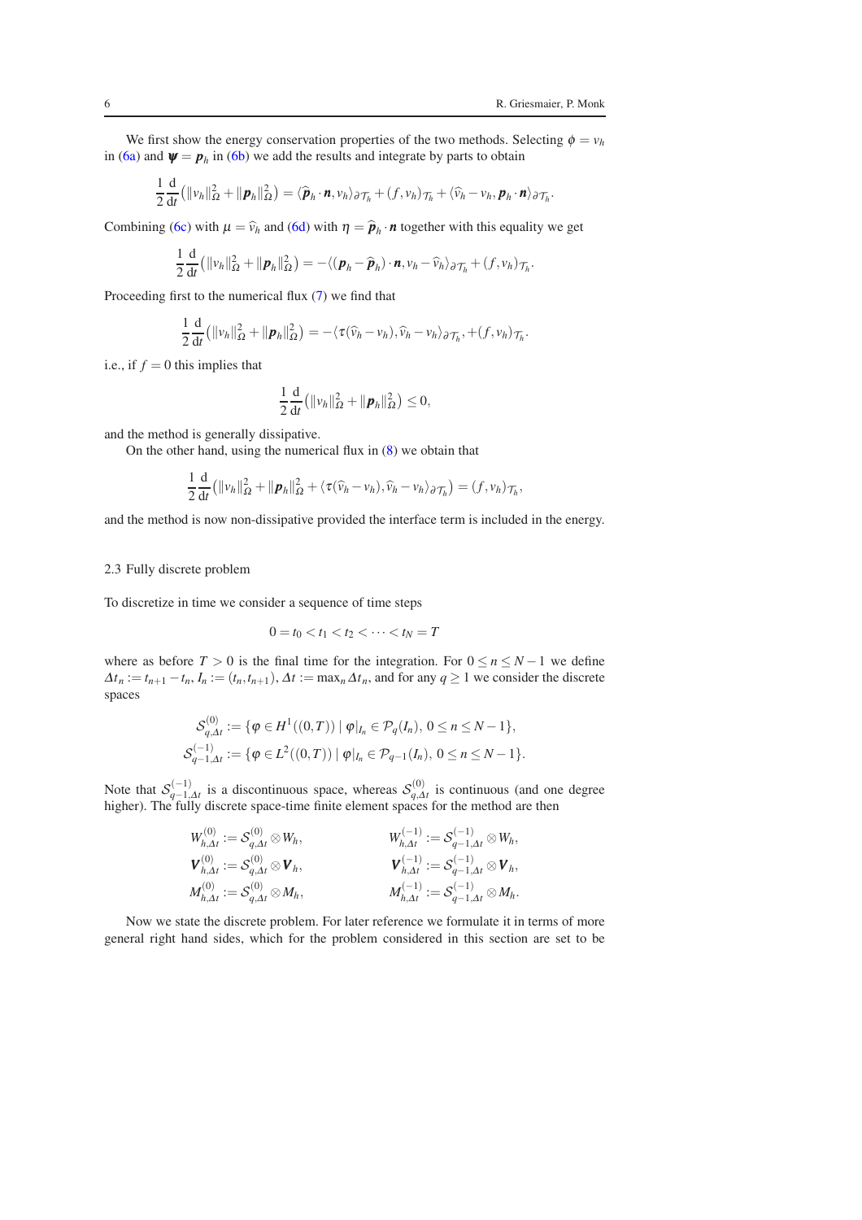We first show the energy conservation properties of the two methods. Selecting $\phi = v_h$ in (6a) and $\boldsymbol{\psi} = \boldsymbol{p}_h$ in (6b) we add the results and integrate by parts to obtain

$$\frac{1}{2}\frac{\mathrm{d}}{\mathrm{d}t}\left(\|v_h\|_\Omega^2 + \|\boldsymbol{p}_h\|_\Omega^2\right) = \langle \widehat{\boldsymbol{p}}_h \cdot \boldsymbol{n}, v_h\rangle_{\partial\mathcal{T}_h} + (f, v_h)_{\mathcal{T}_h} + \langle \widehat{v}_h - v_h, \boldsymbol{p}_h \cdot \boldsymbol{n}\rangle_{\partial\mathcal{T}_h}.$$

Combining (6c) with $\mu = \widehat{v}_h$ and (6d) with $\eta = \widehat{\boldsymbol{p}}_h \cdot \boldsymbol{n}$ together with this equality we get

$$\frac{1}{2}\frac{\mathrm{d}}{\mathrm{d}t}\left(\|v_h\|_\Omega^2 + \|\boldsymbol{p}_h\|_\Omega^2\right) = -\langle (\boldsymbol{p}_h - \widehat{\boldsymbol{p}}_h)\cdot \boldsymbol{n}, v_h - \widehat{v}_h\rangle_{\partial\mathcal{T}_h} + (f, v_h)_{\mathcal{T}_h}.$$

Proceeding first to the numerical flux (7) we find that

$$\frac{1}{2}\frac{\mathrm{d}}{\mathrm{d}t}\left(\|v_h\|_\Omega^2 + \|\boldsymbol{p}_h\|_\Omega^2\right) = -\langle \tau(\widehat{v}_h - v_h), \widehat{v}_h - v_h\rangle_{\partial\mathcal{T}_h}, + (f, v_h)_{\mathcal{T}_h}.$$

i.e., if $f = 0$ this implies that

$$\frac{1}{2}\frac{\mathrm{d}}{\mathrm{d}t}\left(\|v_h\|_\Omega^2 + \|\boldsymbol{p}_h\|_\Omega^2\right) \le 0,$$

and the method is generally dissipative.

On the other hand, using the numerical flux in (8) we obtain that

$$\frac{1}{2}\frac{\mathrm{d}}{\mathrm{d}t}\left(\|v_h\|_\Omega^2 + \|\boldsymbol{p}_h\|_\Omega^2 + \langle \tau(\widehat{v}_h - v_h), \widehat{v}_h - v_h\rangle_{\partial\mathcal{T}_h}\right) = (f, v_h)_{\mathcal{T}_h},$$

and the method is now non-dissipative provided the interface term is included in the energy.

### 2.3 Fully discrete problem

To discretize in time we consider a sequence of time steps

$$0 = t_0 < t_1 < t_2 < \cdots < t_N = T$$

where as before $T > 0$ is the final time for the integration. For $0 \le n \le N-1$ we define $\Delta t_n := t_{n+1} - t_n$, $I_n := (t_n, t_{n+1})$, $\Delta t := \max_n \Delta t_n$, and for any $q \ge 1$ we consider the discrete spaces

$$\mathcal{S}^{(0)}_{q,\Delta t} := \{\varphi \in H^1((0,T)) \mid \varphi|_{I_n} \in \mathcal{P}_q(I_n),\ 0 \le n \le N-1\},$$
$$\mathcal{S}^{(-1)}_{q-1,\Delta t} := \{\varphi \in L^2((0,T)) \mid \varphi|_{I_n} \in \mathcal{P}_{q-1}(I_n),\ 0 \le n \le N-1\}.$$

Note that $\mathcal{S}^{(-1)}_{q-1,\Delta t}$ is a discontinuous space, whereas $\mathcal{S}^{(0)}_{q,\Delta t}$ is continuous (and one degree higher). The fully discrete space-time finite element spaces for the method are then

$$W^{(0)}_{h,\Delta t} := \mathcal{S}^{(0)}_{q,\Delta t} \otimes W_h, \qquad W^{(-1)}_{h,\Delta t} := \mathcal{S}^{(-1)}_{q-1,\Delta t} \otimes W_h,$$
$$\boldsymbol{V}^{(0)}_{h,\Delta t} := \mathcal{S}^{(0)}_{q,\Delta t} \otimes \boldsymbol{V}_h, \qquad \boldsymbol{V}^{(-1)}_{h,\Delta t} := \mathcal{S}^{(-1)}_{q-1,\Delta t} \otimes \boldsymbol{V}_h,$$
$$M^{(0)}_{h,\Delta t} := \mathcal{S}^{(0)}_{q,\Delta t} \otimes M_h, \qquad M^{(-1)}_{h,\Delta t} := \mathcal{S}^{(-1)}_{q-1,\Delta t} \otimes M_h.$$

Now we state the discrete problem. For later reference we formulate it in terms of more general right hand sides, which for the problem considered in this section are set to be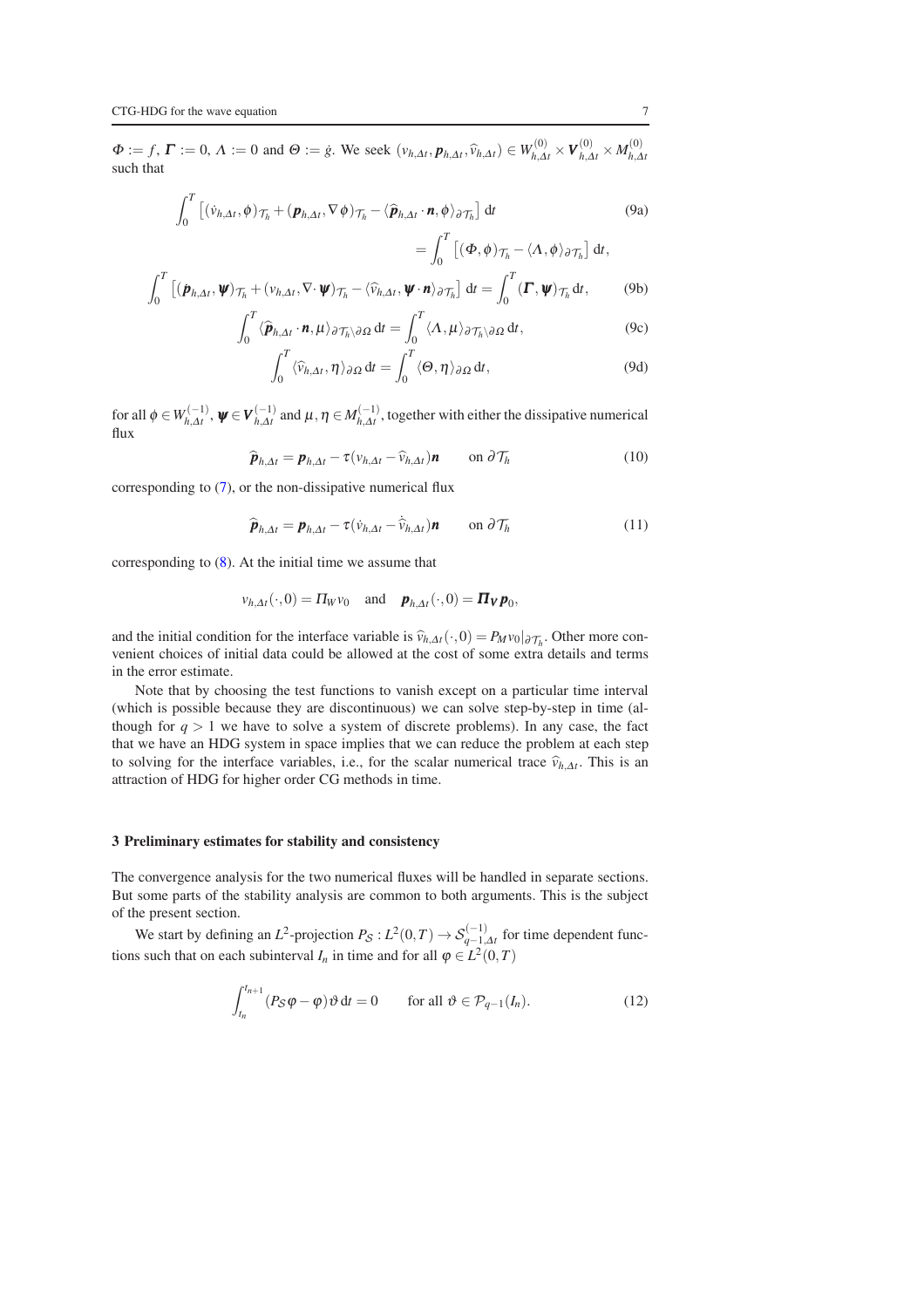$\Phi := f$, $\boldsymbol{\Gamma} := 0$, $\Lambda := 0$ and $\Theta := \dot{g}$. We seek $(v_{h,\Delta t}, \boldsymbol{p}_{h,\Delta t}, \widehat{v}_{h,\Delta t}) \in W_{h,\Delta t}^{(0)} \times \boldsymbol{V}_{h,\Delta t}^{(0)} \times M_{h,\Delta t}^{(0)}$ such that

$$
\int_0^T \left[ (\dot{v}_{h,\Delta t}, \phi)_{\mathcal{T}_h} + (\boldsymbol{p}_{h,\Delta t}, \nabla \phi)_{\mathcal{T}_h} - \langle \widehat{\boldsymbol{p}}_{h,\Delta t} \cdot \boldsymbol{n}, \phi \rangle_{\partial \mathcal{T}_h} \right] \mathrm{d}t = \int_0^T \left[ (\Phi, \phi)_{\mathcal{T}_h} - \langle \Lambda, \phi \rangle_{\partial \mathcal{T}_h} \right] \mathrm{d}t, \tag{9a}
$$

$$
\int_0^T \left[ (\dot{\boldsymbol{p}}_{h,\Delta t}, \boldsymbol{\psi})_{\mathcal{T}_h} + (v_{h,\Delta t}, \nabla \cdot \boldsymbol{\psi})_{\mathcal{T}_h} - \langle \widehat{v}_{h,\Delta t}, \boldsymbol{\psi} \cdot \boldsymbol{n} \rangle_{\partial \mathcal{T}_h} \right] \mathrm{d}t = \int_0^T (\boldsymbol{\Gamma}, \boldsymbol{\psi})_{\mathcal{T}_h} \mathrm{d}t, \tag{9b}
$$

$$
\int_0^T \langle \widehat{\boldsymbol{p}}_{h,\Delta t} \cdot \boldsymbol{n}, \mu \rangle_{\partial \mathcal{T}_h \setminus \partial \Omega} \mathrm{d}t = \int_0^T \langle \Lambda, \mu \rangle_{\partial \mathcal{T}_h \setminus \partial \Omega} \mathrm{d}t, \tag{9c}
$$

$$
\int_0^T \langle \widehat{v}_{h,\Delta t}, \eta \rangle_{\partial \Omega} \mathrm{d}t = \int_0^T \langle \Theta, \eta \rangle_{\partial \Omega} \mathrm{d}t, \tag{9d}
$$

for all $\phi \in W_{h,\Delta t}^{(-1)}$, $\boldsymbol{\psi} \in \boldsymbol{V}_{h,\Delta t}^{(-1)}$ and $\mu, \eta \in M_{h,\Delta t}^{(-1)}$, together with either the dissipative numerical flux

$$
\widehat{\boldsymbol{p}}_{h,\Delta t} = \boldsymbol{p}_{h,\Delta t} - \tau (v_{h,\Delta t} - \widehat{v}_{h,\Delta t}) \boldsymbol{n} \qquad \text{on } \partial \mathcal{T}_h \tag{10}
$$

corresponding to (7), or the non-dissipative numerical flux

$$
\widehat{\boldsymbol{p}}_{h,\Delta t} = \boldsymbol{p}_{h,\Delta t} - \tau (\dot{v}_{h,\Delta t} - \dot{\widehat{v}}_{h,\Delta t}) \boldsymbol{n} \qquad \text{on } \partial \mathcal{T}_h \tag{11}
$$

corresponding to (8). At the initial time we assume that

$$
v_{h,\Delta t}(\cdot, 0) = \Pi_W v_0 \quad \text{and} \quad \boldsymbol{p}_{h,\Delta t}(\cdot, 0) = \boldsymbol{\Pi}_{\boldsymbol{V}} \boldsymbol{p}_0,
$$

and the initial condition for the interface variable is $\widehat{v}_{h,\Delta t}(\cdot, 0) = P_M v_0|_{\partial \mathcal{T}_h}$. Other more convenient choices of initial data could be allowed at the cost of some extra details and terms in the error estimate.

Note that by choosing the test functions to vanish except on a particular time interval (which is possible because they are discontinuous) we can solve step-by-step in time (although for $q > 1$ we have to solve a system of discrete problems). In any case, the fact that we have an HDG system in space implies that we can reduce the problem at each step to solving for the interface variables, i.e., for the scalar numerical trace $\widehat{v}_{h,\Delta t}$. This is an attraction of HDG for higher order CG methods in time.

## 3 Preliminary estimates for stability and consistency

The convergence analysis for the two numerical fluxes will be handled in separate sections. But some parts of the stability analysis are common to both arguments. This is the subject of the present section.

We start by defining an $L^2$-projection $P_{\mathcal{S}} : L^2(0,T) \to \mathcal{S}_{q-1,\Delta t}^{(-1)}$ for time dependent functions such that on each subinterval $I_n$ in time and for all $\varphi \in L^2(0,T)$

$$
\int_{t_n}^{t_{n+1}} (P_{\mathcal{S}} \varphi - \varphi) \vartheta \, \mathrm{d}t = 0 \qquad \text{for all } \vartheta \in \mathcal{P}_{q-1}(I_n). \tag{12}
$$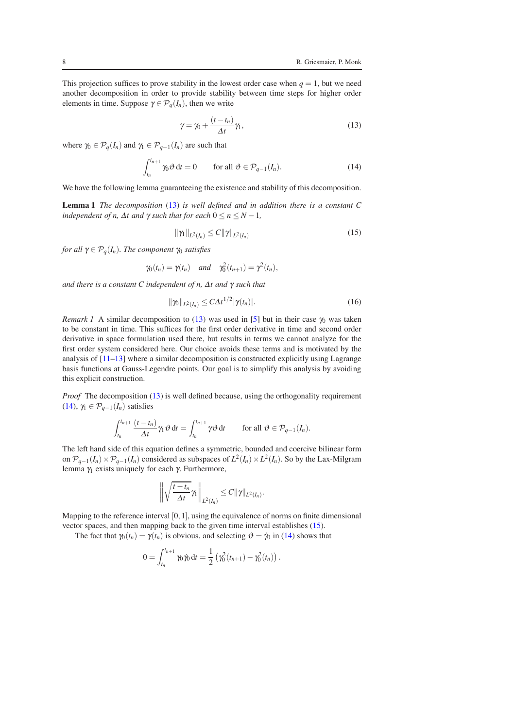This projection suffices to prove stability in the lowest order case when $q = 1$, but we need another decomposition in order to provide stability between time steps for higher order elements in time. Suppose $\gamma \in \mathcal{P}_q(I_n)$, then we write

$$\gamma = \gamma_0 + \frac{(t - t_n)}{\Delta t}\gamma_1, \tag{13}$$

where $\gamma_0 \in \mathcal{P}_q(I_n)$ and $\gamma_1 \in \mathcal{P}_{q-1}(I_n)$ are such that

$$\int_{t_n}^{t_{n+1}} \gamma_0 \vartheta \,\mathrm{d}t = 0 \qquad \text{for all } \vartheta \in \mathcal{P}_{q-1}(I_n). \tag{14}$$

We have the following lemma guaranteeing the existence and stability of this decomposition.

**Lemma 1** *The decomposition* (13) *is well defined and in addition there is a constant $C$ independent of $n$, $\Delta t$ and $\gamma$ such that for each $0 \le n \le N-1$,*

$$\|\gamma_1\|_{L^2(I_n)} \le C\|\gamma\|_{L^2(I_n)} \tag{15}$$

*for all $\gamma \in \mathcal{P}_q(I_n)$. The component $\gamma_0$ satisfies*

$$\gamma_0(t_n) = \gamma(t_n) \quad \text{and} \quad \gamma_0^2(t_{n+1}) = \gamma^2(t_n),$$

*and there is a constant $C$ independent of $n$, $\Delta t$ and $\gamma$ such that*

$$\|\gamma_0\|_{L^2(I_n)} \le C\Delta t^{1/2}|\gamma(t_n)|. \tag{16}$$

*Remark 1* A similar decomposition to (13) was used in [5] but in their case $\gamma_0$ was taken to be constant in time. This suffices for the first order derivative in time and second order derivative in space formulation used there, but results in terms we cannot analyze for the first order system considered here. Our choice avoids these terms and is motivated by the analysis of [11–13] where a similar decomposition is constructed explicitly using Lagrange basis functions at Gauss-Legendre points. Our goal is to simplify this analysis by avoiding this explicit construction.

*Proof* The decomposition (13) is well defined because, using the orthogonality requirement (14), $\gamma_1 \in \mathcal{P}_{q-1}(I_n)$ satisfies

$$\int_{t_n}^{t_{n+1}} \frac{(t - t_n)}{\Delta t}\gamma_1 \vartheta \,\mathrm{d}t = \int_{t_n}^{t_{n+1}} \gamma \vartheta \,\mathrm{d}t \qquad \text{for all } \vartheta \in \mathcal{P}_{q-1}(I_n).$$

The left hand side of this equation defines a symmetric, bounded and coercive bilinear form on $\mathcal{P}_{q-1}(I_n) \times \mathcal{P}_{q-1}(I_n)$ considered as subspaces of $L^2(I_n) \times L^2(I_n)$. So by the Lax-Milgram lemma $\gamma_1$ exists uniquely for each $\gamma$. Furthermore,

$$\left\| \sqrt{\frac{t - t_n}{\Delta t}}\gamma_1 \right\|_{L^2(I_n)} \le C\|\gamma\|_{L^2(I_n)}.$$

Mapping to the reference interval $[0,1]$, using the equivalence of norms on finite dimensional vector spaces, and then mapping back to the given time interval establishes (15).

The fact that $\gamma_0(t_n) = \gamma(t_n)$ is obvious, and selecting $\vartheta = \dot{\gamma}_0$ in (14) shows that

$$0 = \int_{t_n}^{t_{n+1}} \gamma_0 \dot{\gamma}_0 \,\mathrm{d}t = \frac{1}{2}\left(\gamma_0^2(t_{n+1}) - \gamma_0^2(t_n)\right).$$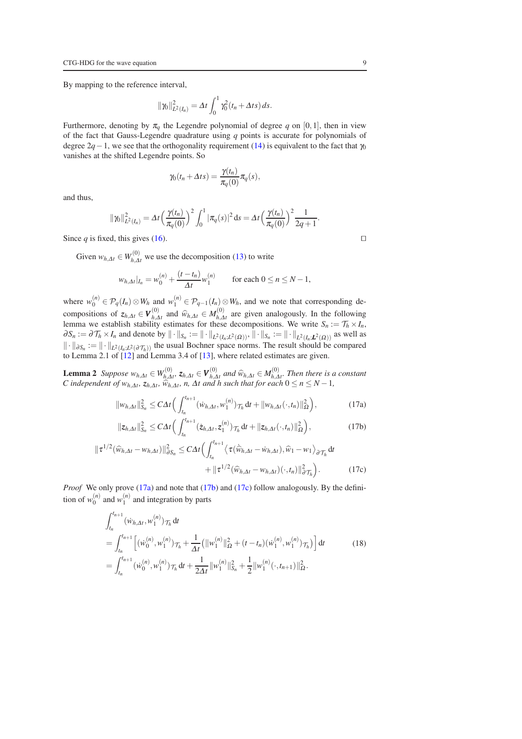By mapping to the reference interval,

$$\|\gamma_0\|^2_{L^2(I_n)} = \Delta t \int_0^1 \gamma_0^2(t_n + \Delta t s)\, ds.$$

Furthermore, denoting by $\pi_q$ the Legendre polynomial of degree $q$ on $[0,1]$, then in view of the fact that Gauss-Legendre quadrature using $q$ points is accurate for polynomials of degree $2q-1$, we see that the orthogonality requirement (14) is equivalent to the fact that $\gamma_0$ vanishes at the shifted Legendre points. So

$$\gamma_0(t_n + \Delta t s) = \frac{\gamma(t_n)}{\pi_q(0)} \pi_q(s),$$

and thus,

$$\|\gamma_0\|^2_{L^2(I_n)} = \Delta t \Big(\frac{\gamma(t_n)}{\pi_q(0)}\Big)^2 \int_0^1 |\pi_q(s)|^2\, \mathrm{d}s = \Delta t \Big(\frac{\gamma(t_n)}{\pi_q(0)}\Big)^2 \frac{1}{2q+1}.$$

Since $q$ is fixed, this gives (16). $\square$

Given $w_{h,\Delta t} \in W^{(0)}_{h,\Delta t}$ we use the decomposition (13) to write

$$w_{h,\Delta t}|_{I_n} = w_0^{(n)} + \frac{(t-t_n)}{\Delta t} w_1^{(n)} \qquad \text{for each } 0 \le n \le N-1,$$

where $w_0^{(n)} \in \mathcal{P}_q(I_n) \otimes W_h$ and $w_1^{(n)} \in \mathcal{P}_{q-1}(I_n) \otimes W_h$, and we note that corresponding decompositions of $\boldsymbol{z}_{h,\Delta t} \in \boldsymbol{V}^{(0)}_{h,\Delta t}$ and $\widehat{w}_{h,\Delta t} \in M^{(0)}_{h,\Delta t}$ are given analogously. In the following lemma we establish stability estimates for these decompositions. We write $S_n := \mathcal{T}_h \times I_n$, $\partial S_n := \partial \mathcal{T}_h \times I_n$ and denote by $\|\cdot\|_{S_n} := \|\cdot\|_{L^2(I_n;L^2(\Omega))}$, $\|\cdot\|_{S_n} := \|\cdot\|_{L^2(I_n;\boldsymbol{L}^2(\Omega))}$ as well as $\|\cdot\|_{\partial S_n} := \|\cdot\|_{L^2(I_n;L^2(\partial\mathcal{T}_h))}$ the usual Bochner space norms. The result should be compared to Lemma 2.1 of [12] and Lemma 3.4 of [13], where related estimates are given.

**Lemma 2** *Suppose $w_{h,\Delta t} \in W^{(0)}_{h,\Delta t}$, $\boldsymbol{z}_{h,\Delta t} \in \boldsymbol{V}^{(0)}_{h,\Delta t}$ and $\widehat{w}_{h,\Delta t} \in M^{(0)}_{h,\Delta t}$. Then there is a constant $C$ independent of $w_{h,\Delta t}$, $\boldsymbol{z}_{h,\Delta t}$, $\widehat{w}_{h,\Delta t}$, $n$, $\Delta t$ and $h$ such that for each $0 \le n \le N-1$,*

$$\|w_{h,\Delta t}\|^2_{S_n} \le C\Delta t \Big( \int_{t_n}^{t_{n+1}} (\dot{w}_{h,\Delta t}, w_1^{(n)})_{\mathcal{T}_h}\, \mathrm{d}t + \|w_{h,\Delta t}(\cdot,t_n)\|^2_\Omega \Big), \tag{17a}$$

$$\|\boldsymbol{z}_{h,\Delta t}\|^2_{S_n} \le C\Delta t \Big( \int_{t_n}^{t_{n+1}} (\dot{\boldsymbol{z}}_{h,\Delta t}, \boldsymbol{z}_1^{(n)})_{\mathcal{T}_h}\, \mathrm{d}t + \|\boldsymbol{z}_{h,\Delta t}(\cdot,t_n)\|^2_\Omega \Big), \tag{17b}$$

$$\begin{aligned} \|\tau^{1/2}(\widehat{w}_{h,\Delta t} - w_{h,\Delta t})\|^2_{\partial S_n} \le C\Delta t \Big( &\int_{t_n}^{t_{n+1}} \big\langle \tau(\dot{\widehat{w}}_{h,\Delta t} - \dot{w}_{h,\Delta t}), \widehat{w}_1 - w_1 \big\rangle_{\partial\mathcal{T}_h} \mathrm{d}t \\ &+ \|\tau^{1/2}(\widehat{w}_{h,\Delta t} - w_{h,\Delta t})(\cdot,t_n)\|^2_{\partial\mathcal{T}_h} \Big). \end{aligned} \tag{17c}$$

*Proof* We only prove (17a) and note that (17b) and (17c) follow analogously. By the definition of $w_0^{(n)}$ and $w_1^{(n)}$ and integration by parts

$$\begin{aligned} &\int_{t_n}^{t_{n+1}} (\dot{w}_{h,\Delta t}, w_1^{(n)})_{\mathcal{T}_h}\, \mathrm{d}t \\ &= \int_{t_n}^{t_{n+1}} \Big[ (\dot{w}_0^{(n)}, w_1^{(n)})_{\mathcal{T}_h} + \frac{1}{\Delta t}\big( \|w_1^{(n)}\|^2_\Omega + (t-t_n)(\dot{w}_1^{(n)}, w_1^{(n)})_{\mathcal{T}_h} \big) \Big] \mathrm{d}t \\ &= \int_{t_n}^{t_{n+1}} (\dot{w}_0^{(n)}, w_1^{(n)})_{\mathcal{T}_h}\, \mathrm{d}t + \frac{1}{2\Delta t}\|w_1^{(n)}\|^2_{S_n} + \frac{1}{2}\|w_1^{(n)}(\cdot,t_{n+1})\|^2_\Omega. \end{aligned} \tag{18}$$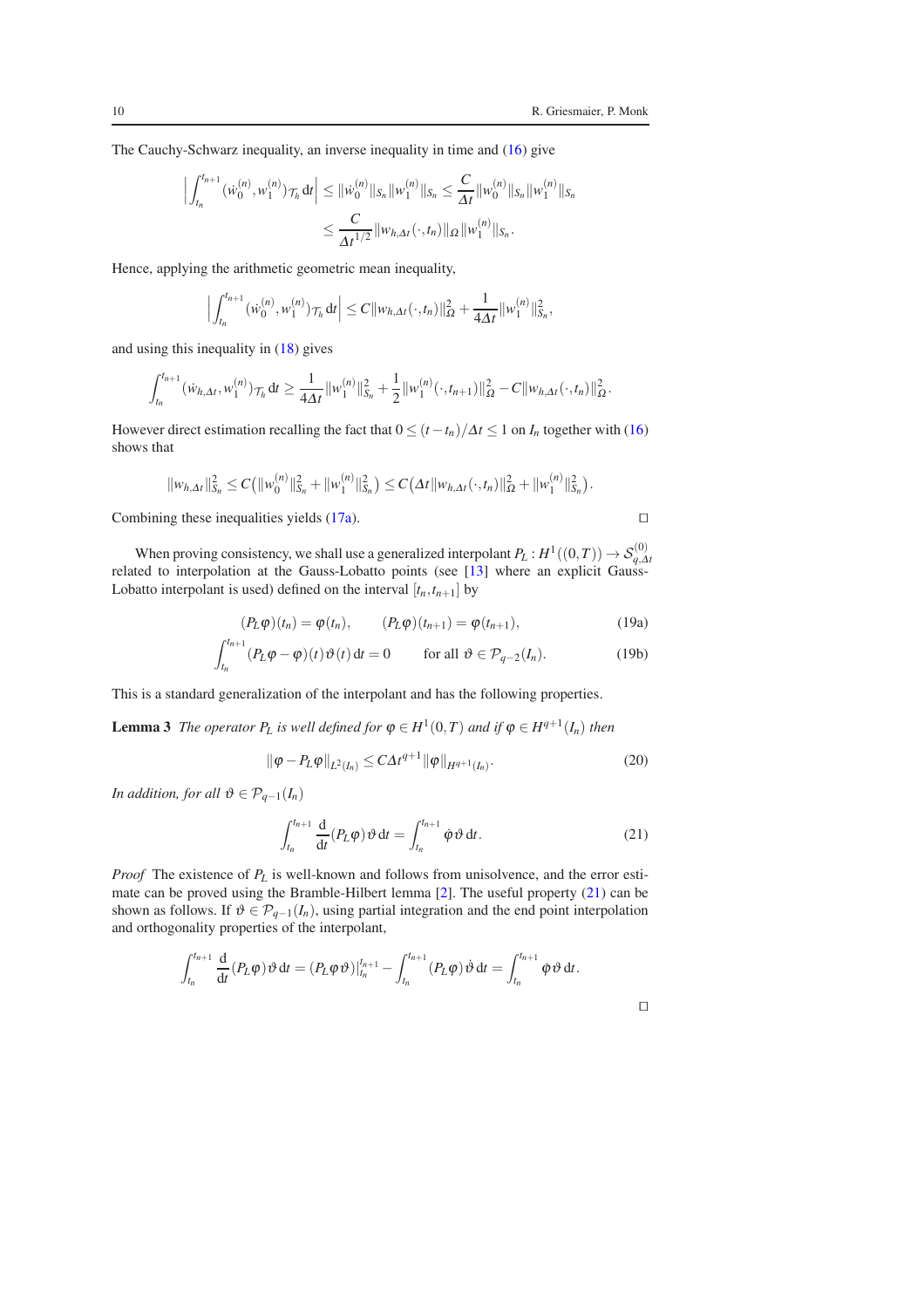The Cauchy-Schwarz inequality, an inverse inequality in time and (16) give

$$\Big|\int_{t_n}^{t_{n+1}} (\dot{w}_0^{(n)}, w_1^{(n)})_{\mathcal{T}_h}\,\mathrm{d}t\Big| \le \|\dot{w}_0^{(n)}\|_{S_n}\|w_1^{(n)}\|_{S_n} \le \frac{C}{\Delta t}\|w_0^{(n)}\|_{S_n}\|w_1^{(n)}\|_{S_n}$$
$$\le \frac{C}{\Delta t^{1/2}}\|w_{h,\Delta t}(\cdot,t_n)\|_{\Omega}\|w_1^{(n)}\|_{S_n}.$$

Hence, applying the arithmetic geometric mean inequality,

$$\Big|\int_{t_n}^{t_{n+1}} (\dot{w}_0^{(n)}, w_1^{(n)})_{\mathcal{T}_h}\,\mathrm{d}t\Big| \le C\|w_{h,\Delta t}(\cdot,t_n)\|_{\Omega}^2 + \frac{1}{4\Delta t}\|w_1^{(n)}\|_{S_n}^2,$$

and using this inequality in (18) gives

$$\int_{t_n}^{t_{n+1}} (\dot{w}_{h,\Delta t}, w_1^{(n)})_{\mathcal{T}_h}\,\mathrm{d}t \ge \frac{1}{4\Delta t}\|w_1^{(n)}\|_{S_n}^2 + \frac{1}{2}\|w_1^{(n)}(\cdot,t_{n+1})\|_{\Omega}^2 - C\|w_{h,\Delta t}(\cdot,t_n)\|_{\Omega}^2.$$

However direct estimation recalling the fact that $0 \le (t-t_n)/\Delta t \le 1$ on $I_n$ together with (16) shows that

$$\|w_{h,\Delta t}\|_{S_n}^2 \le C\big(\|w_0^{(n)}\|_{S_n}^2 + \|w_1^{(n)}\|_{S_n}^2\big) \le C\big(\Delta t\|w_{h,\Delta t}(\cdot,t_n)\|_{\Omega}^2 + \|w_1^{(n)}\|_{S_n}^2\big).$$

Combining these inequalities yields (17a). □

When proving consistency, we shall use a generalized interpolant $P_L : H^1((0,T)) \to \mathcal{S}_{q,\Delta t}^{(0)}$ related to interpolation at the Gauss-Lobatto points (see [13] where an explicit Gauss-Lobatto interpolant is used) defined on the interval $[t_n, t_{n+1}]$ by

$$(P_L\varphi)(t_n) = \varphi(t_n), \qquad (P_L\varphi)(t_{n+1}) = \varphi(t_{n+1}), \tag{19a}$$

$$\int_{t_n}^{t_{n+1}} (P_L\varphi - \varphi)(t)\vartheta(t)\,\mathrm{d}t = 0 \qquad \text{for all } \vartheta \in \mathcal{P}_{q-2}(I_n). \tag{19b}$$

This is a standard generalization of the interpolant and has the following properties.

**Lemma 3** *The operator $P_L$ is well defined for $\varphi \in H^1(0,T)$ and if $\varphi \in H^{q+1}(I_n)$ then*

$$\|\varphi - P_L\varphi\|_{L^2(I_n)} \le C\Delta t^{q+1}\|\varphi\|_{H^{q+1}(I_n)}. \tag{20}$$

*In addition, for all $\vartheta \in \mathcal{P}_{q-1}(I_n)$*

$$\int_{t_n}^{t_{n+1}} \frac{\mathrm{d}}{\mathrm{d}t}(P_L\varphi)\,\vartheta\,\mathrm{d}t = \int_{t_n}^{t_{n+1}} \dot{\varphi}\vartheta\,\mathrm{d}t. \tag{21}$$

*Proof* The existence of $P_L$ is well-known and follows from unisolvence, and the error estimate can be proved using the Bramble-Hilbert lemma [2]. The useful property (21) can be shown as follows. If $\vartheta \in \mathcal{P}_{q-1}(I_n)$, using partial integration and the end point interpolation and orthogonality properties of the interpolant,

$$\int_{t_n}^{t_{n+1}} \frac{\mathrm{d}}{\mathrm{d}t}(P_L\varphi)\,\vartheta\,\mathrm{d}t = (P_L\varphi\vartheta)|_{t_n}^{t_{n+1}} - \int_{t_n}^{t_{n+1}} (P_L\varphi)\,\dot{\vartheta}\,\mathrm{d}t = \int_{t_n}^{t_{n+1}} \dot{\varphi}\vartheta\,\mathrm{d}t.$$

□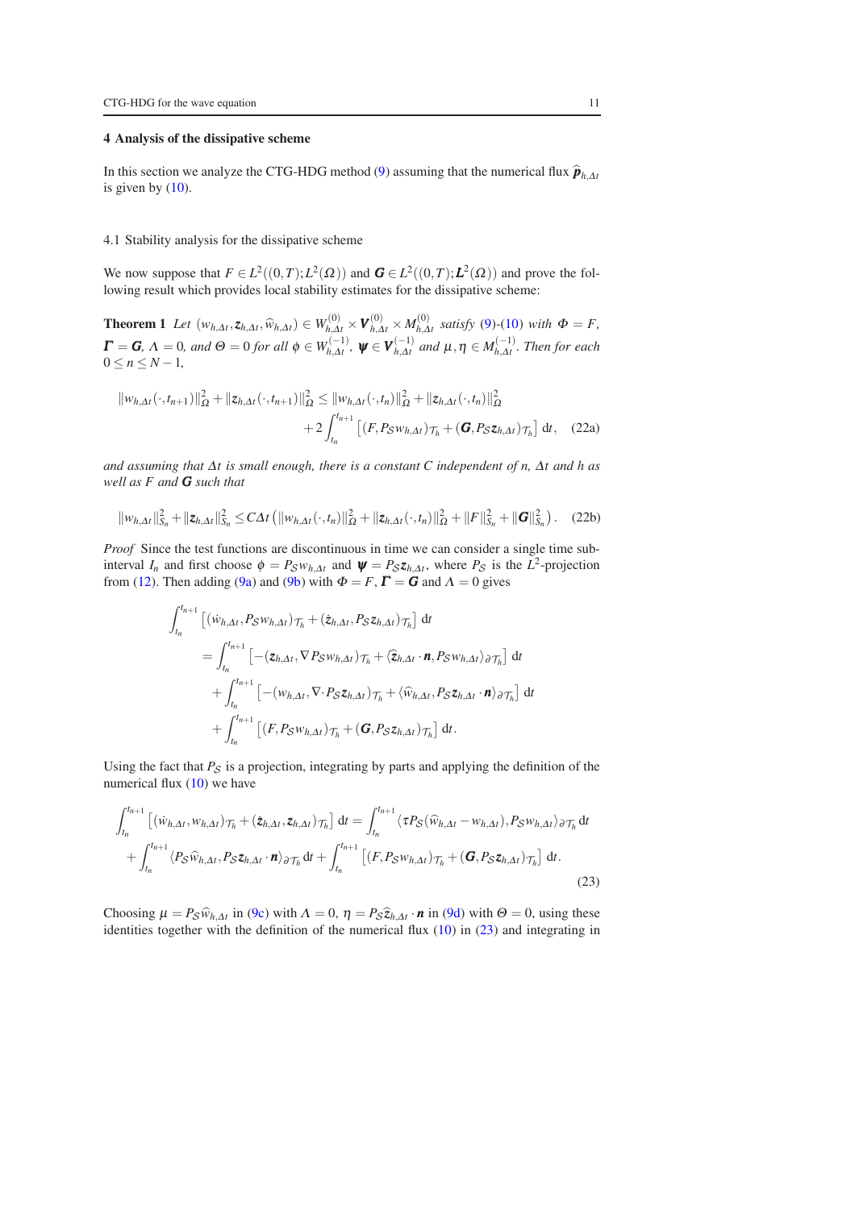## 4 Analysis of the dissipative scheme

In this section we analyze the CTG-HDG method (9) assuming that the numerical flux $\widehat{\boldsymbol{p}}_{h,\Delta t}$ is given by (10).

### 4.1 Stability analysis for the dissipative scheme

We now suppose that $F \in L^2((0,T);L^2(\Omega))$ and $\boldsymbol{G} \in L^2((0,T);\boldsymbol{L}^2(\Omega))$ and prove the following result which provides local stability estimates for the dissipative scheme:

**Theorem 1** *Let $(w_{h,\Delta t}, \boldsymbol{z}_{h,\Delta t}, \widehat{w}_{h,\Delta t}) \in W^{(0)}_{h,\Delta t} \times \boldsymbol{V}^{(0)}_{h,\Delta t} \times M^{(0)}_{h,\Delta t}$ satisfy (9)-(10) with $\Phi = F$, $\boldsymbol{\Gamma} = \boldsymbol{G}$, $\Lambda = 0$, and $\Theta = 0$ for all $\phi \in W^{(-1)}_{h,\Delta t}$, $\boldsymbol{\psi} \in \boldsymbol{V}^{(-1)}_{h,\Delta t}$ and $\mu, \eta \in M^{(-1)}_{h,\Delta t}$. Then for each $0 \le n \le N-1$,*

$$
\begin{aligned}
\|w_{h,\Delta t}(\cdot,t_{n+1})\|^2_\Omega + \|\boldsymbol{z}_{h,\Delta t}(\cdot,t_{n+1})\|^2_\Omega \le{}& \|w_{h,\Delta t}(\cdot,t_n)\|^2_\Omega + \|\boldsymbol{z}_{h,\Delta t}(\cdot,t_n)\|^2_\Omega \\
&+ 2\int_{t_n}^{t_{n+1}} \left[ (F, P_{\mathcal{S}} w_{h,\Delta t})_{\mathcal{T}_h} + (\boldsymbol{G}, P_{\mathcal{S}} \boldsymbol{z}_{h,\Delta t})_{\mathcal{T}_h} \right] \mathrm{d}t, \quad (22a)
\end{aligned}
$$

*and assuming that $\Delta t$ is small enough, there is a constant $C$ independent of $n$, $\Delta t$ and $h$ as well as $F$ and $\boldsymbol{G}$ such that*

$$
\|w_{h,\Delta t}\|^2_{S_n} + \|\boldsymbol{z}_{h,\Delta t}\|^2_{S_n} \le C\Delta t \left( \|w_{h,\Delta t}(\cdot,t_n)\|^2_\Omega + \|\boldsymbol{z}_{h,\Delta t}(\cdot,t_n)\|^2_\Omega + \|F\|^2_{S_n} + \|\boldsymbol{G}\|^2_{S_n} \right). \quad (22b)
$$

*Proof* Since the test functions are discontinuous in time we can consider a single time subinterval $I_n$ and first choose $\phi = P_{\mathcal{S}} w_{h,\Delta t}$ and $\boldsymbol{\psi} = P_{\mathcal{S}} \boldsymbol{z}_{h,\Delta t}$, where $P_{\mathcal{S}}$ is the $L^2$-projection from (12). Then adding (9a) and (9b) with $\Phi = F$, $\boldsymbol{\Gamma} = \boldsymbol{G}$ and $\Lambda = 0$ gives

$$
\begin{aligned}
\int_{t_n}^{t_{n+1}} &\left[ (\dot{w}_{h,\Delta t}, P_{\mathcal{S}} w_{h,\Delta t})_{\mathcal{T}_h} + (\dot{\boldsymbol{z}}_{h,\Delta t}, P_{\mathcal{S}} \boldsymbol{z}_{h,\Delta t})_{\mathcal{T}_h} \right] \mathrm{d}t \\
&= \int_{t_n}^{t_{n+1}} \left[ -(\boldsymbol{z}_{h,\Delta t}, \nabla P_{\mathcal{S}} w_{h,\Delta t})_{\mathcal{T}_h} + \langle \widehat{\boldsymbol{z}}_{h,\Delta t} \cdot \boldsymbol{n}, P_{\mathcal{S}} w_{h,\Delta t} \rangle_{\partial \mathcal{T}_h} \right] \mathrm{d}t \\
&\quad + \int_{t_n}^{t_{n+1}} \left[ -(w_{h,\Delta t}, \nabla \cdot P_{\mathcal{S}} \boldsymbol{z}_{h,\Delta t})_{\mathcal{T}_h} + \langle \widehat{w}_{h,\Delta t}, P_{\mathcal{S}} \boldsymbol{z}_{h,\Delta t} \cdot \boldsymbol{n} \rangle_{\partial \mathcal{T}_h} \right] \mathrm{d}t \\
&\quad + \int_{t_n}^{t_{n+1}} \left[ (F, P_{\mathcal{S}} w_{h,\Delta t})_{\mathcal{T}_h} + (\boldsymbol{G}, P_{\mathcal{S}} \boldsymbol{z}_{h,\Delta t})_{\mathcal{T}_h} \right] \mathrm{d}t.
\end{aligned}
$$

Using the fact that $P_{\mathcal{S}}$ is a projection, integrating by parts and applying the definition of the numerical flux (10) we have

$$
\begin{aligned}
\int_{t_n}^{t_{n+1}} \left[ (\dot{w}_{h,\Delta t}, w_{h,\Delta t})_{\mathcal{T}_h} + (\dot{\boldsymbol{z}}_{h,\Delta t}, \boldsymbol{z}_{h,\Delta t})_{\mathcal{T}_h} \right] \mathrm{d}t &= \int_{t_n}^{t_{n+1}} \langle \tau P_{\mathcal{S}} (\widehat{w}_{h,\Delta t} - w_{h,\Delta t}), P_{\mathcal{S}} w_{h,\Delta t} \rangle_{\partial \mathcal{T}_h} \mathrm{d}t \\
+ \int_{t_n}^{t_{n+1}} \langle P_{\mathcal{S}} \widehat{w}_{h,\Delta t}, P_{\mathcal{S}} \boldsymbol{z}_{h,\Delta t} \cdot \boldsymbol{n} \rangle_{\partial \mathcal{T}_h} \mathrm{d}t &+ \int_{t_n}^{t_{n+1}} \left[ (F, P_{\mathcal{S}} w_{h,\Delta t})_{\mathcal{T}_h} + (\boldsymbol{G}, P_{\mathcal{S}} \boldsymbol{z}_{h,\Delta t})_{\mathcal{T}_h} \right] \mathrm{d}t.
\end{aligned}
\quad (23)
$$

Choosing $\mu = P_{\mathcal{S}} \widehat{w}_{h,\Delta t}$ in (9c) with $\Lambda = 0$, $\eta = P_{\mathcal{S}} \widehat{\boldsymbol{z}}_{h,\Delta t} \cdot \boldsymbol{n}$ in (9d) with $\Theta = 0$, using these identities together with the definition of the numerical flux (10) in (23) and integrating in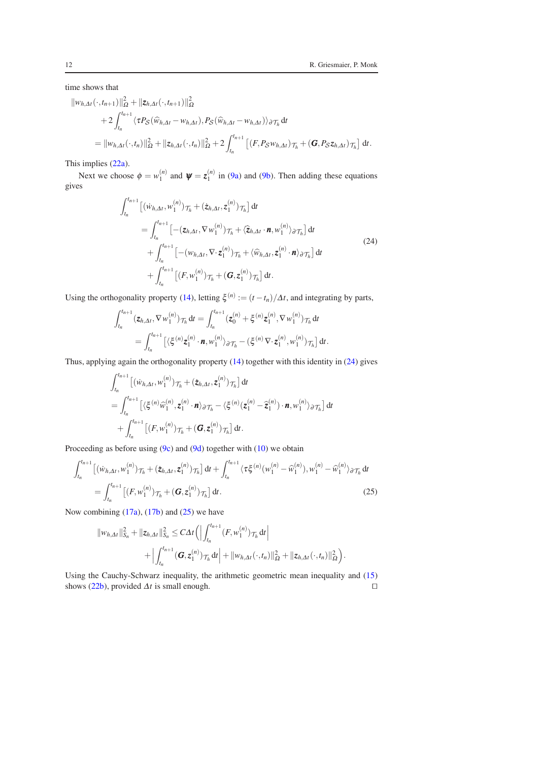time shows that

$$
\begin{aligned}
&\|w_{h,\Delta t}(\cdot,t_{n+1})\|_\Omega^2 + \|\boldsymbol{z}_{h,\Delta t}(\cdot,t_{n+1})\|_\Omega^2 \\
&\qquad + 2\int_{t_n}^{t_{n+1}} \langle \tau P_{\mathcal{S}}(\widehat{w}_{h,\Delta t} - w_{h,\Delta t}), P_{\mathcal{S}}(\widehat{w}_{h,\Delta t} - w_{h,\Delta t})\rangle_{\partial\mathcal{T}_h}\,\mathrm{d}t \\
&\qquad = \|w_{h,\Delta t}(\cdot,t_n)\|_\Omega^2 + \|\boldsymbol{z}_{h,\Delta t}(\cdot,t_n)\|_\Omega^2 + 2\int_{t_n}^{t_{n+1}} \left[(F, P_{\mathcal{S}} w_{h,\Delta t})_{\mathcal{T}_h} + (\boldsymbol{G}, P_{\mathcal{S}} \boldsymbol{z}_{h,\Delta t})_{\mathcal{T}_h}\right]\mathrm{d}t\,.
\end{aligned}
$$

This implies (22a).

Next we choose $\phi = w_1^{(n)}$ and $\boldsymbol{\psi} = \boldsymbol{z}_1^{(n)}$ in (9a) and (9b). Then adding these equations gives

$$
\begin{aligned}
&\int_{t_n}^{t_{n+1}} \left[(\dot{w}_{h,\Delta t}, w_1^{(n)})_{\mathcal{T}_h} + (\dot{\boldsymbol{z}}_{h,\Delta t}, \boldsymbol{z}_1^{(n)})_{\mathcal{T}_h}\right]\mathrm{d}t \\
&\qquad = \int_{t_n}^{t_{n+1}} \left[-(\boldsymbol{z}_{h,\Delta t}, \nabla w_1^{(n)})_{\mathcal{T}_h} + \langle \widehat{\boldsymbol{z}}_{h,\Delta t}\cdot\boldsymbol{n}, w_1^{(n)}\rangle_{\partial\mathcal{T}_h}\right]\mathrm{d}t \\
&\qquad\quad + \int_{t_n}^{t_{n+1}} \left[-(w_{h,\Delta t}, \nabla\cdot \boldsymbol{z}_1^{(n)})_{\mathcal{T}_h} + \langle \widehat{w}_{h,\Delta t}, \boldsymbol{z}_1^{(n)}\cdot\boldsymbol{n}\rangle_{\partial\mathcal{T}_h}\right]\mathrm{d}t \\
&\qquad\quad + \int_{t_n}^{t_{n+1}} \left[(F, w_1^{(n)})_{\mathcal{T}_h} + (\boldsymbol{G}, \boldsymbol{z}_1^{(n)})_{\mathcal{T}_h}\right]\mathrm{d}t\,.
\end{aligned}
\tag{24}
$$

Using the orthogonality property (14), letting $\xi^{(n)} := (t-t_n)/\Delta t$, and integrating by parts,

$$
\begin{aligned}
\int_{t_n}^{t_{n+1}} (\boldsymbol{z}_{h,\Delta t}, \nabla w_1^{(n)})_{\mathcal{T}_h}\,\mathrm{d}t &= \int_{t_n}^{t_{n+1}} (\boldsymbol{z}_0^{(n)} + \xi^{(n)}\boldsymbol{z}_1^{(n)}, \nabla w_1^{(n)})_{\mathcal{T}_h}\,\mathrm{d}t \\
&= \int_{t_n}^{t_{n+1}} \left[\langle \xi^{(n)}\boldsymbol{z}_1^{(n)}\cdot\boldsymbol{n}, w_1^{(n)}\rangle_{\partial\mathcal{T}_h} - (\xi^{(n)}\nabla\cdot\boldsymbol{z}_1^{(n)}, w_1^{(n)})_{\mathcal{T}_h}\right]\mathrm{d}t\,.
\end{aligned}
$$

Thus, applying again the orthogonality property (14) together with this identity in (24) gives

$$
\begin{aligned}
&\int_{t_n}^{t_{n+1}} \left[(\dot{w}_{h,\Delta t}, w_1^{(n)})_{\mathcal{T}_h} + (\dot{\boldsymbol{z}}_{h,\Delta t}, \boldsymbol{z}_1^{(n)})_{\mathcal{T}_h}\right]\mathrm{d}t \\
&= \int_{t_n}^{t_{n+1}} \left[\langle \xi^{(n)}\widehat{w}_1^{(n)}, \boldsymbol{z}_1^{(n)}\cdot\boldsymbol{n}\rangle_{\partial\mathcal{T}_h} - \langle \xi^{(n)}(\boldsymbol{z}_1^{(n)} - \widehat{\boldsymbol{z}}_1^{(n)})\cdot\boldsymbol{n}, w_1^{(n)}\rangle_{\partial\mathcal{T}_h}\right]\mathrm{d}t \\
&\quad + \int_{t_n}^{t_{n+1}} \left[(F, w_1^{(n)})_{\mathcal{T}_h} + (\boldsymbol{G}, \boldsymbol{z}_1^{(n)})_{\mathcal{T}_h}\right]\mathrm{d}t\,.
\end{aligned}
$$

Proceeding as before using (9c) and (9d) together with (10) we obtain

$$
\begin{aligned}
&\int_{t_n}^{t_{n+1}} \left[(\dot{w}_{h,\Delta t}, w_1^{(n)})_{\mathcal{T}_h} + (\dot{\boldsymbol{z}}_{h,\Delta t}, \boldsymbol{z}_1^{(n)})_{\mathcal{T}_h}\right]\mathrm{d}t + \int_{t_n}^{t_{n+1}} \langle \tau\xi^{(n)}(w_1^{(n)} - \widehat{w}_1^{(n)}), w_1^{(n)} - \widehat{w}_1^{(n)}\rangle_{\partial\mathcal{T}_h}\,\mathrm{d}t \\
&\quad = \int_{t_n}^{t_{n+1}} \left[(F, w_1^{(n)})_{\mathcal{T}_h} + (\boldsymbol{G}, \boldsymbol{z}_1^{(n)})_{\mathcal{T}_h}\right]\mathrm{d}t\,.
\end{aligned}
\tag{25}
$$

Now combining (17a), (17b) and (25) we have

$$
\begin{aligned}
\|w_{h,\Delta t}\|_{S_n}^2 + \|\boldsymbol{z}_{h,\Delta t}\|_{S_n}^2 \le C\Delta t\Big(&\Big|\int_{t_n}^{t_{n+1}} (F, w_1^{(n)})_{\mathcal{T}_h}\,\mathrm{d}t\Big| \\
&+ \Big|\int_{t_n}^{t_{n+1}} (\boldsymbol{G}, \boldsymbol{z}_1^{(n)})_{\mathcal{T}_h}\,\mathrm{d}t\Big| + \|w_{h,\Delta t}(\cdot,t_n)\|_\Omega^2 + \|\boldsymbol{z}_{h,\Delta t}(\cdot,t_n)\|_\Omega^2\Big)\,.
\end{aligned}
$$

Using the Cauchy-Schwarz inequality, the arithmetic geometric mean inequality and (15) shows (22b), provided $\Delta t$ is small enough. $\square$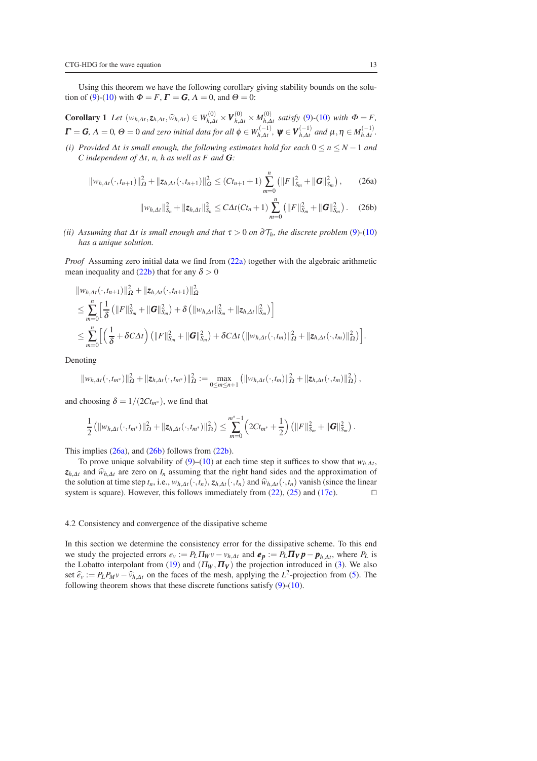Using this theorem we have the following corollary giving stability bounds on the solution of (9)-(10) with $\Phi = F$, $\boldsymbol{\Gamma} = \boldsymbol{G}$, $\Lambda = 0$, and $\Theta = 0$:

**Corollary 1** *Let $(w_{h,\Delta t}, \boldsymbol{z}_{h,\Delta t}, \widehat{w}_{h,\Delta t}) \in W_{h,\Delta t}^{(0)} \times \boldsymbol{V}_{h,\Delta t}^{(0)} \times M_{h,\Delta t}^{(0)}$ satisfy (9)-(10) with $\Phi = F$, $\boldsymbol{\Gamma} = \boldsymbol{G}$, $\Lambda = 0$, $\Theta = 0$ and zero initial data for all $\phi \in W_{h,\Delta t}^{(-1)}$, $\boldsymbol{\psi} \in \boldsymbol{V}_{h,\Delta t}^{(-1)}$ and $\mu, \eta \in M_{h,\Delta t}^{(-1)}$.*

*(i) Provided $\Delta t$ is small enough, the following estimates hold for each $0 \leq n \leq N-1$ and $C$ independent of $\Delta t$, $n$, $h$ as well as $F$ and $\boldsymbol{G}$:*

$$\|w_{h,\Delta t}(\cdot,t_{n+1})\|_\Omega^2 + \|\boldsymbol{z}_{h,\Delta t}(\cdot,t_{n+1})\|_\Omega^2 \leq (Ct_{n+1}+1) \sum_{m=0}^{n} \left(\|F\|_{S_m}^2 + \|\boldsymbol{G}\|_{S_m}^2\right), \tag{26a}$$

$$\|w_{h,\Delta t}\|_{S_n}^2 + \|\boldsymbol{z}_{h,\Delta t}\|_{S_n}^2 \leq C\Delta t (Ct_n + 1) \sum_{m=0}^{n} \left(\|F\|_{S_m}^2 + \|\boldsymbol{G}\|_{S_m}^2\right). \tag{26b}$$

*(ii) Assuming that $\Delta t$ is small enough and that $\tau > 0$ on $\partial \mathcal{T}_h$, the discrete problem (9)-(10) has a unique solution.*

*Proof* Assuming zero initial data we find from (22a) together with the algebraic arithmetic mean inequality and (22b) that for any $\delta > 0$

$$\begin{aligned}
&\|w_{h,\Delta t}(\cdot,t_{n+1})\|_\Omega^2 + \|\boldsymbol{z}_{h,\Delta t}(\cdot,t_{n+1})\|_\Omega^2 \\
&\leq \sum_{m=0}^{n} \left[ \frac{1}{\delta}\left(\|F\|_{S_m}^2 + \|\boldsymbol{G}\|_{S_m}^2\right) + \delta \left(\|w_{h,\Delta t}\|_{S_m}^2 + \|\boldsymbol{z}_{h,\Delta t}\|_{S_m}^2\right)\right] \\
&\leq \sum_{m=0}^{n} \left[ \left(\frac{1}{\delta} + \delta C \Delta t\right)\left(\|F\|_{S_m}^2 + \|\boldsymbol{G}\|_{S_m}^2\right) + \delta C \Delta t \left(\|w_{h,\Delta t}(\cdot,t_m)\|_\Omega^2 + \|\boldsymbol{z}_{h,\Delta t}(\cdot,t_m)\|_\Omega^2\right)\right].
\end{aligned}$$

Denoting

$$\|w_{h,\Delta t}(\cdot,t_{m^*})\|_\Omega^2 + \|\boldsymbol{z}_{h,\Delta t}(\cdot,t_{m^*})\|_\Omega^2 := \max_{0 \leq m \leq n+1} \left(\|w_{h,\Delta t}(\cdot,t_m)\|_\Omega^2 + \|\boldsymbol{z}_{h,\Delta t}(\cdot,t_m)\|_\Omega^2\right),$$

and choosing $\delta = 1/(2Ct_{m^*})$, we find that

$$\frac{1}{2}\left(\|w_{h,\Delta t}(\cdot,t_{m^*})\|_\Omega^2 + \|\boldsymbol{z}_{h,\Delta t}(\cdot,t_{m^*})\|_\Omega^2\right) \leq \sum_{m=0}^{m^*-1} \left(2Ct_{m^*} + \frac{1}{2}\right)\left(\|F\|_{S_m}^2 + \|\boldsymbol{G}\|_{S_m}^2\right).$$

This implies (26a), and (26b) follows from (22b).

To prove unique solvability of (9)–(10) at each time step it suffices to show that $w_{h,\Delta t}$, $\boldsymbol{z}_{h,\Delta t}$ and $\widehat{w}_{h,\Delta t}$ are zero on $I_n$ assuming that the right hand sides and the approximation of the solution at time step $t_n$, i.e., $w_{h,\Delta t}(\cdot,t_n)$, $\boldsymbol{z}_{h,\Delta t}(\cdot,t_n)$ and $\widehat{w}_{h,\Delta t}(\cdot,t_n)$ vanish (since the linear system is square). However, this follows immediately from (22), (25) and (17c). $\square$

### 4.2 Consistency and convergence of the dissipative scheme

In this section we determine the consistency error for the dissipative scheme. To this end we study the projected errors $e_v := P_L \Pi_W v - v_{h,\Delta t}$ and $\boldsymbol{e}_{\boldsymbol{p}} := P_L \boldsymbol{\Pi}_{\boldsymbol{V}} \boldsymbol{p} - \boldsymbol{p}_{h,\Delta t}$, where $P_L$ is the Lobatto interpolant from (19) and $(\Pi_W, \boldsymbol{\Pi}_{\boldsymbol{V}})$ the projection introduced in (3). We also set $\widehat{e}_v := P_L P_M v - \widehat{v}_{h,\Delta t}$ on the faces of the mesh, applying the $L^2$-projection from (5). The following theorem shows that these discrete functions satisfy (9)-(10).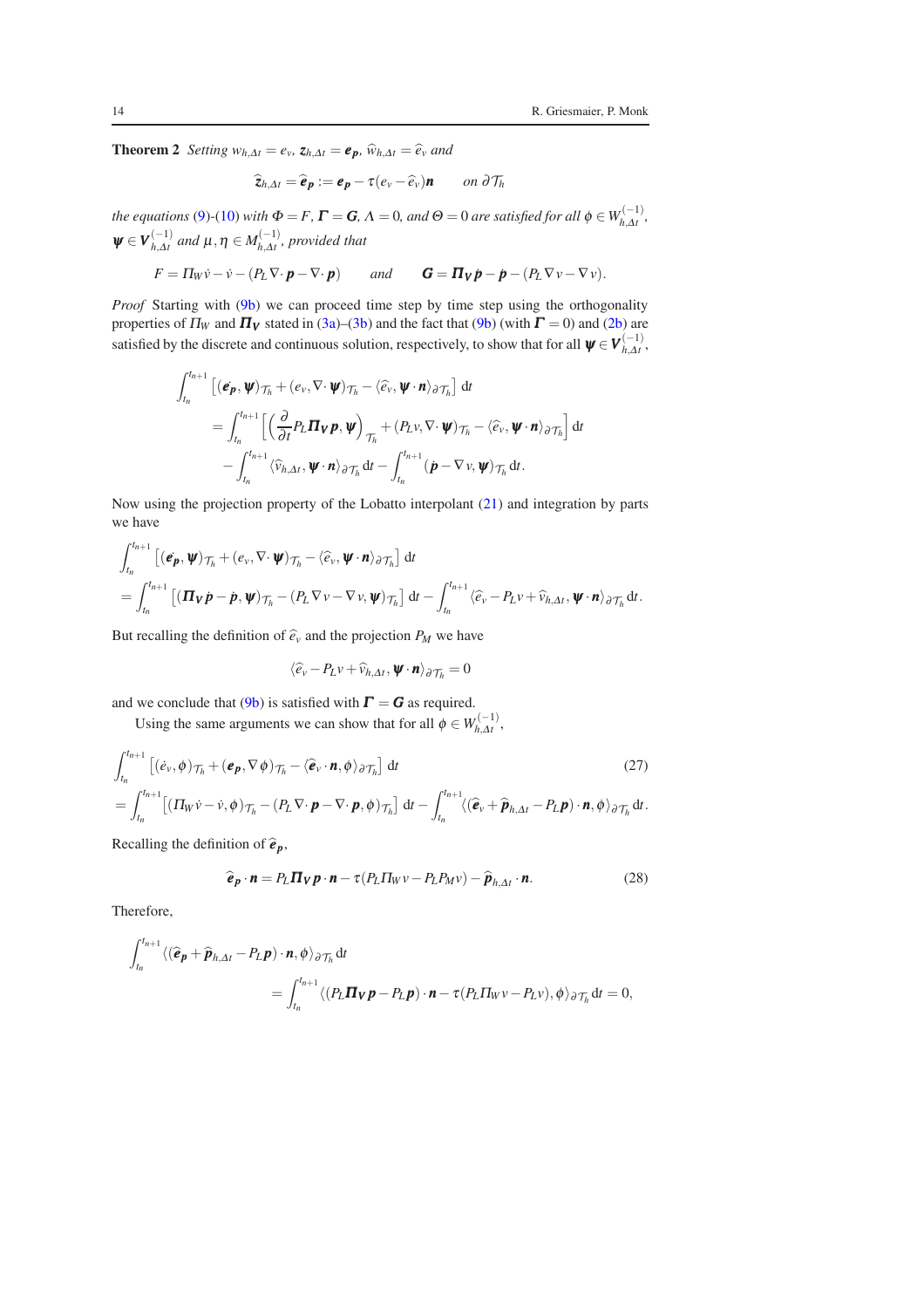**Theorem 2** *Setting $w_{h,\Delta t} = e_v$, $\boldsymbol{z}_{h,\Delta t} = \boldsymbol{e_p}$, $\widehat{w}_{h,\Delta t} = \widehat{e}_v$ and*

$$\widehat{\boldsymbol{z}}_{h,\Delta t} = \widehat{\boldsymbol{e}}_{\boldsymbol{p}} := \boldsymbol{e_p} - \tau(e_v - \widehat{e}_v)\boldsymbol{n} \qquad \text{on } \partial\mathcal{T}_h$$

*the equations (9)-(10) with $\Phi = F$, $\boldsymbol{\Gamma} = \boldsymbol{G}$, $\Lambda = 0$, and $\Theta = 0$ are satisfied for all $\phi \in W_{h,\Delta t}^{(-1)}$, $\boldsymbol{\psi} \in \boldsymbol{V}_{h,\Delta t}^{(-1)}$ and $\mu, \eta \in M_{h,\Delta t}^{(-1)}$, provided that*

$$F = \Pi_W \dot{v} - \dot{v} - (P_L \nabla\cdot \boldsymbol{p} - \nabla\cdot \boldsymbol{p}) \qquad \text{and} \qquad \boldsymbol{G} = \boldsymbol{\Pi_V} \dot{\boldsymbol{p}} - \dot{\boldsymbol{p}} - (P_L \nabla v - \nabla v).$$

*Proof* Starting with (9b) we can proceed time step by time step using the orthogonality properties of $\Pi_W$ and $\boldsymbol{\Pi_V}$ stated in (3a)–(3b) and the fact that (9b) (with $\boldsymbol{\Gamma} = 0$) and (2b) are satisfied by the discrete and continuous solution, respectively, to show that for all $\boldsymbol{\psi} \in \boldsymbol{V}_{h,\Delta t}^{(-1)}$,

$$\begin{aligned}
&\int_{t_n}^{t_{n+1}} \left[ (\dot{\boldsymbol{e}}_{\boldsymbol{p}}, \boldsymbol{\psi})_{\mathcal{T}_h} + (e_v, \nabla\cdot \boldsymbol{\psi})_{\mathcal{T}_h} - \langle \widehat{e}_v, \boldsymbol{\psi}\cdot\boldsymbol{n}\rangle_{\partial\mathcal{T}_h} \right] \mathrm{d}t \\
&\quad = \int_{t_n}^{t_{n+1}} \left[ \left( \frac{\partial}{\partial t} P_L \boldsymbol{\Pi_V} \boldsymbol{p}, \boldsymbol{\psi} \right)_{\mathcal{T}_h} + (P_L v, \nabla\cdot \boldsymbol{\psi})_{\mathcal{T}_h} - \langle \widehat{e}_v, \boldsymbol{\psi}\cdot\boldsymbol{n}\rangle_{\partial\mathcal{T}_h} \right] \mathrm{d}t \\
&\qquad - \int_{t_n}^{t_{n+1}} \langle \widehat{v}_{h,\Delta t}, \boldsymbol{\psi}\cdot\boldsymbol{n}\rangle_{\partial\mathcal{T}_h} \,\mathrm{d}t - \int_{t_n}^{t_{n+1}} (\dot{\boldsymbol{p}} - \nabla v, \boldsymbol{\psi})_{\mathcal{T}_h} \,\mathrm{d}t.
\end{aligned}$$

Now using the projection property of the Lobatto interpolant (21) and integration by parts we have

$$\begin{aligned}
&\int_{t_n}^{t_{n+1}} \left[ (\dot{\boldsymbol{e}}_{\boldsymbol{p}}, \boldsymbol{\psi})_{\mathcal{T}_h} + (e_v, \nabla\cdot \boldsymbol{\psi})_{\mathcal{T}_h} - \langle \widehat{e}_v, \boldsymbol{\psi}\cdot\boldsymbol{n}\rangle_{\partial\mathcal{T}_h} \right] \mathrm{d}t \\
&= \int_{t_n}^{t_{n+1}} \left[ (\boldsymbol{\Pi_V} \dot{\boldsymbol{p}} - \dot{\boldsymbol{p}}, \boldsymbol{\psi})_{\mathcal{T}_h} - (P_L \nabla v - \nabla v, \boldsymbol{\psi})_{\mathcal{T}_h} \right] \mathrm{d}t - \int_{t_n}^{t_{n+1}} \langle \widehat{e}_v - P_L v + \widehat{v}_{h,\Delta t}, \boldsymbol{\psi}\cdot\boldsymbol{n}\rangle_{\partial\mathcal{T}_h} \,\mathrm{d}t.
\end{aligned}$$

But recalling the definition of $\widehat{e}_v$ and the projection $P_M$ we have

$$\langle \widehat{e}_v - P_L v + \widehat{v}_{h,\Delta t}, \boldsymbol{\psi}\cdot\boldsymbol{n}\rangle_{\partial\mathcal{T}_h} = 0$$

and we conclude that (9b) is satisfied with $\boldsymbol{\Gamma} = \boldsymbol{G}$ as required.

Using the same arguments we can show that for all $\phi \in W_{h,\Delta t}^{(-1)}$,

$$\begin{aligned}
&\int_{t_n}^{t_{n+1}} \left[ (\dot{e}_v, \phi)_{\mathcal{T}_h} + (\boldsymbol{e_p}, \nabla \phi)_{\mathcal{T}_h} - \langle \widehat{\boldsymbol{e}}_v \cdot \boldsymbol{n}, \phi \rangle_{\partial\mathcal{T}_h} \right] \mathrm{d}t \qquad (27)\\
&= \int_{t_n}^{t_{n+1}} \left[ (\Pi_W \dot{v} - \dot{v}, \phi)_{\mathcal{T}_h} - (P_L \nabla\cdot \boldsymbol{p} - \nabla\cdot \boldsymbol{p}, \phi)_{\mathcal{T}_h} \right] \mathrm{d}t - \int_{t_n}^{t_{n+1}} \langle (\widehat{\boldsymbol{e}}_v + \widehat{\boldsymbol{p}}_{h,\Delta t} - P_L \boldsymbol{p}) \cdot \boldsymbol{n}, \phi \rangle_{\partial\mathcal{T}_h} \,\mathrm{d}t.
\end{aligned}$$

Recalling the definition of $\widehat{\boldsymbol{e}}_{\boldsymbol{p}}$,

$$\widehat{\boldsymbol{e}}_{\boldsymbol{p}} \cdot \boldsymbol{n} = P_L \boldsymbol{\Pi_V} \boldsymbol{p} \cdot \boldsymbol{n} - \tau(P_L \Pi_W v - P_L P_M v) - \widehat{\boldsymbol{p}}_{h,\Delta t} \cdot \boldsymbol{n}. \qquad (28)$$

Therefore,

$$\begin{aligned}
&\int_{t_n}^{t_{n+1}} \langle (\widehat{\boldsymbol{e}}_{\boldsymbol{p}} + \widehat{\boldsymbol{p}}_{h,\Delta t} - P_L \boldsymbol{p}) \cdot \boldsymbol{n}, \phi \rangle_{\partial\mathcal{T}_h} \,\mathrm{d}t \\
&\qquad\qquad = \int_{t_n}^{t_{n+1}} \langle (P_L \boldsymbol{\Pi_V} \boldsymbol{p} - P_L \boldsymbol{p}) \cdot \boldsymbol{n} - \tau(P_L \Pi_W v - P_L v), \phi \rangle_{\partial\mathcal{T}_h} \,\mathrm{d}t = 0,
\end{aligned}$$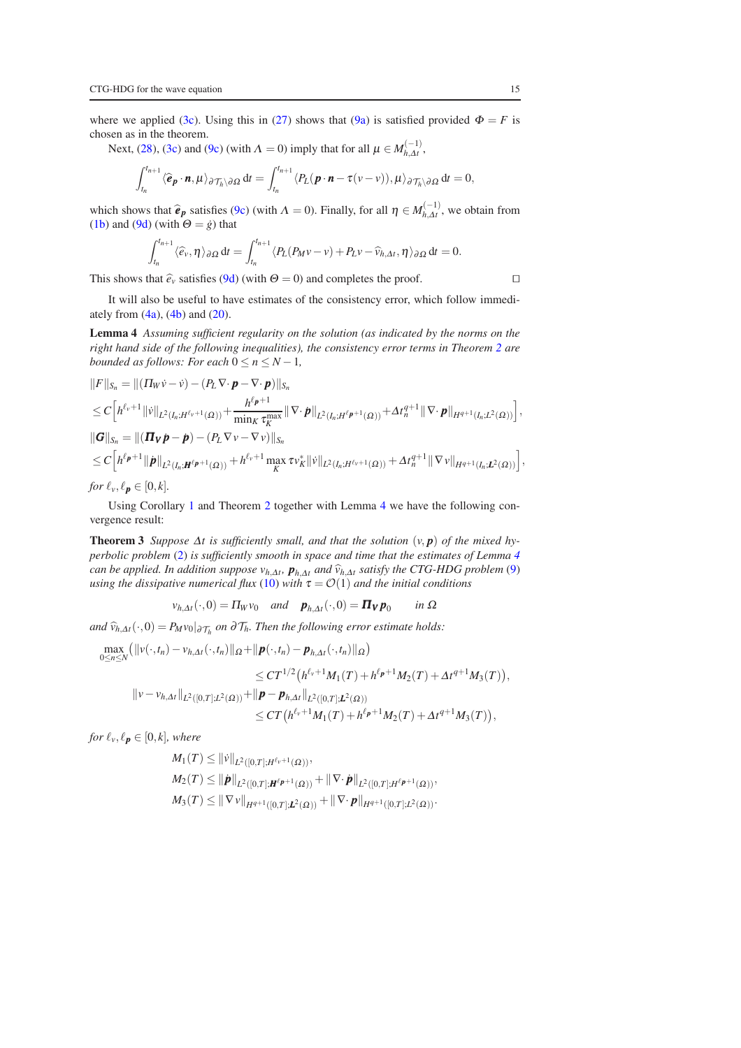where we applied (3c). Using this in (27) shows that (9a) is satisfied provided $\Phi = F$ is chosen as in the theorem.

Next, (28), (3c) and (9c) (with $\Lambda = 0$) imply that for all $\mu \in M_{h,\Delta t}^{(-1)}$,

$$\int_{t_n}^{t_{n+1}} \langle \widehat{\boldsymbol{e}}_{\boldsymbol{p}} \cdot \boldsymbol{n}, \mu \rangle_{\partial\mathcal{T}_h \setminus \partial\Omega} \, \mathrm{d}t = \int_{t_n}^{t_{n+1}} \langle P_L(\boldsymbol{p}\cdot\boldsymbol{n} - \tau(v - v)), \mu \rangle_{\partial\mathcal{T}_h \setminus \partial\Omega} \, \mathrm{d}t = 0,$$

which shows that $\widehat{\boldsymbol{e}}_{\boldsymbol{p}}$ satisfies (9c) (with $\Lambda = 0$). Finally, for all $\eta \in M_{h,\Delta t}^{(-1)}$, we obtain from (1b) and (9d) (with $\Theta = \dot{g}$) that

$$\int_{t_n}^{t_{n+1}} \langle \widehat{e}_v, \eta \rangle_{\partial\Omega} \, \mathrm{d}t = \int_{t_n}^{t_{n+1}} \langle P_L(P_M v - v) + P_L v - \widehat{v}_{h,\Delta t}, \eta \rangle_{\partial\Omega} \, \mathrm{d}t = 0.$$

This shows that $\widehat{e}_v$ satisfies (9d) (with $\Theta = 0$) and completes the proof. □

It will also be useful to have estimates of the consistency error, which follow immediately from (4a), (4b) and (20).

**Lemma 4** *Assuming sufficient regularity on the solution (as indicated by the norms on the right hand side of the following inequalities), the consistency error terms in Theorem 2 are bounded as follows: For each $0 \le n \le N-1$,*

$$\|F\|_{S_n} = \|(\Pi_W \dot{v} - \dot{v}) - (P_L \nabla\cdot \boldsymbol{p} - \nabla\cdot\boldsymbol{p})\|_{S_n}$$
$$\le C\Big[h^{\ell_v+1}\|\dot{v}\|_{L^2(I_n;H^{\ell_v+1}(\Omega))} + \frac{h^{\ell_{\boldsymbol{p}}+1}}{\min_K \tau_K^{\max}}\|\nabla\cdot\dot{\boldsymbol{p}}\|_{L^2(I_n;H^{\ell_{\boldsymbol{p}}+1}(\Omega))} + \Delta t_n^{q+1}\|\nabla\cdot\boldsymbol{p}\|_{H^{q+1}(I_n;L^2(\Omega))}\Big],$$
$$\|\boldsymbol{G}\|_{S_n} = \|(\boldsymbol{\Pi_V}\dot{\boldsymbol{p}} - \dot{\boldsymbol{p}}) - (P_L\nabla v - \nabla v)\|_{S_n}$$
$$\le C\Big[h^{\ell_{\boldsymbol{p}}+1}\|\dot{\boldsymbol{p}}\|_{L^2(I_n;\boldsymbol{H}^{\ell_{\boldsymbol{p}}+1}(\Omega))} + h^{\ell_v+1}\max_K \tau v_K^*\|\dot{v}\|_{L^2(I_n;H^{\ell_v+1}(\Omega))} + \Delta t_n^{q+1}\|\nabla v\|_{H^{q+1}(I_n;\boldsymbol{L}^2(\Omega))}\Big],$$

*for $\ell_v, \ell_{\boldsymbol{p}} \in [0,k]$.*

Using Corollary 1 and Theorem 2 together with Lemma 4 we have the following convergence result:

**Theorem 3** *Suppose $\Delta t$ is sufficiently small, and that the solution $(v, \boldsymbol{p})$ of the mixed hyperbolic problem (2) is sufficiently smooth in space and time that the estimates of Lemma 4 can be applied. In addition suppose $v_{h,\Delta t}$, $\boldsymbol{p}_{h,\Delta t}$ and $\widehat{v}_{h,\Delta t}$ satisfy the CTG-HDG problem (9) using the dissipative numerical flux (10) with $\tau = \mathcal{O}(1)$ and the initial conditions*

$$v_{h,\Delta t}(\cdot,0) = \Pi_W v_0 \quad \text{and} \quad \boldsymbol{p}_{h,\Delta t}(\cdot,0) = \boldsymbol{\Pi_V}\boldsymbol{p}_0 \qquad \text{in } \Omega$$

*and $\widehat{v}_{h,\Delta t}(\cdot,0) = P_M v_0|_{\partial\mathcal{T}_h}$ on $\partial\mathcal{T}_h$. Then the following error estimate holds:*

$$\max_{0\le n\le N}\big(\|v(\cdot,t_n) - v_{h,\Delta t}(\cdot,t_n)\|_\Omega + \|\boldsymbol{p}(\cdot,t_n) - \boldsymbol{p}_{h,\Delta t}(\cdot,t_n)\|_\Omega\big)$$
$$\le CT^{1/2}\big(h^{\ell_v+1}M_1(T) + h^{\ell_{\boldsymbol{p}}+1}M_2(T) + \Delta t^{q+1}M_3(T)\big),$$
$$\|v - v_{h,\Delta t}\|_{L^2([0,T];L^2(\Omega))} + \|\boldsymbol{p} - \boldsymbol{p}_{h,\Delta t}\|_{L^2([0,T];\boldsymbol{L}^2(\Omega))}$$
$$\le CT\big(h^{\ell_v+1}M_1(T) + h^{\ell_{\boldsymbol{p}}+1}M_2(T) + \Delta t^{q+1}M_3(T)\big),$$

*for $\ell_v, \ell_{\boldsymbol{p}} \in [0,k]$, where*

$$M_1(T) \le \|\dot{v}\|_{L^2([0,T];H^{\ell_v+1}(\Omega))},$$
$$M_2(T) \le \|\dot{\boldsymbol{p}}\|_{L^2([0,T];\boldsymbol{H}^{\ell_{\boldsymbol{p}}+1}(\Omega))} + \|\nabla\cdot\dot{\boldsymbol{p}}\|_{L^2([0,T];H^{\ell_{\boldsymbol{p}}+1}(\Omega))},$$
$$M_3(T) \le \|\nabla v\|_{H^{q+1}([0,T];\boldsymbol{L}^2(\Omega))} + \|\nabla\cdot\boldsymbol{p}\|_{H^{q+1}([0,T];L^2(\Omega))}.$$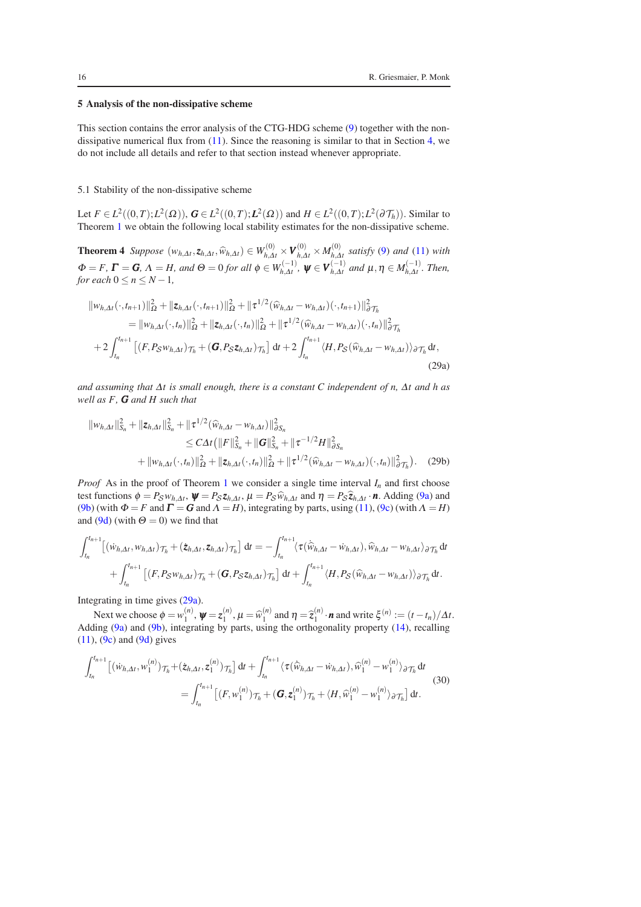## 5 Analysis of the non-dissipative scheme

This section contains the error analysis of the CTG-HDG scheme (9) together with the non-dissipative numerical flux from (11). Since the reasoning is similar to that in Section 4, we do not include all details and refer to that section instead whenever appropriate.

### 5.1 Stability of the non-dissipative scheme

Let $F \in L^2((0,T);L^2(\Omega))$, $\boldsymbol{G} \in L^2((0,T);\boldsymbol{L}^2(\Omega))$ and $H \in L^2((0,T);L^2(\partial\mathcal{T}_h))$. Similar to Theorem 1 we obtain the following local stability estimates for the non-dissipative scheme.

**Theorem 4** *Suppose* $(w_{h,\Delta t}, \boldsymbol{z}_{h,\Delta t}, \widehat{w}_{h,\Delta t}) \in W^{(0)}_{h,\Delta t} \times \boldsymbol{V}^{(0)}_{h,\Delta t} \times M^{(0)}_{h,\Delta t}$ *satisfy* (9) *and* (11) *with* $\Phi = F$, $\boldsymbol{\Gamma} = \boldsymbol{G}$, $\Lambda = H$, *and* $\Theta = 0$ *for all* $\phi \in W^{(-1)}_{h,\Delta t}$, $\boldsymbol{\psi} \in \boldsymbol{V}^{(-1)}_{h,\Delta t}$ *and* $\mu, \eta \in M^{(-1)}_{h,\Delta t}$. *Then, for each* $0 \le n \le N-1$,

$$
\begin{aligned}
&\|w_{h,\Delta t}(\cdot,t_{n+1})\|^2_\Omega + \|\boldsymbol{z}_{h,\Delta t}(\cdot,t_{n+1})\|^2_\Omega + \|\tau^{1/2}(\widehat{w}_{h,\Delta t} - w_{h,\Delta t})(\cdot,t_{n+1})\|^2_{\partial\mathcal{T}_h} \\
&\qquad = \|w_{h,\Delta t}(\cdot,t_n)\|^2_\Omega + \|\boldsymbol{z}_{h,\Delta t}(\cdot,t_n)\|^2_\Omega + \|\tau^{1/2}(\widehat{w}_{h,\Delta t} - w_{h,\Delta t})(\cdot,t_n)\|^2_{\partial\mathcal{T}_h} \\
&\quad + 2\int_{t_n}^{t_{n+1}} \left[ (F, P_{\mathcal{S}} w_{h,\Delta t})_{\mathcal{T}_h} + (\boldsymbol{G}, P_{\mathcal{S}} \boldsymbol{z}_{h,\Delta t})_{\mathcal{T}_h} \right] \mathrm{d}t + 2\int_{t_n}^{t_{n+1}} \langle H, P_{\mathcal{S}}(\widehat{w}_{h,\Delta t} - w_{h,\Delta t}) \rangle_{\partial\mathcal{T}_h} \mathrm{d}t,
\end{aligned} \tag{29a}
$$

*and assuming that* $\Delta t$ *is small enough, there is a constant* $C$ *independent of* $n$, $\Delta t$ *and* $h$ *as well as* $F$, $\boldsymbol{G}$ *and* $H$ *such that*

$$
\begin{aligned}
&\|w_{h,\Delta t}\|^2_{S_n} + \|\boldsymbol{z}_{h,\Delta t}\|^2_{S_n} + \|\tau^{1/2}(\widehat{w}_{h,\Delta t} - w_{h,\Delta t})\|^2_{\partial S_n} \\
&\qquad \le C\Delta t \big( \|F\|^2_{S_n} + \|\boldsymbol{G}\|^2_{S_n} + \|\tau^{-1/2} H\|^2_{\partial S_n} \\
&\qquad\quad + \|w_{h,\Delta t}(\cdot,t_n)\|^2_\Omega + \|\boldsymbol{z}_{h,\Delta t}(\cdot,t_n)\|^2_\Omega + \|\tau^{1/2}(\widehat{w}_{h,\Delta t} - w_{h,\Delta t})(\cdot,t_n)\|^2_{\partial\mathcal{T}_h} \big).
\end{aligned} \tag{29b}
$$

*Proof* As in the proof of Theorem 1 we consider a single time interval $I_n$ and first choose test functions $\phi = P_{\mathcal{S}} w_{h,\Delta t}$, $\boldsymbol{\psi} = P_{\mathcal{S}} \boldsymbol{z}_{h,\Delta t}$, $\mu = P_{\mathcal{S}} \widehat{w}_{h,\Delta t}$ and $\eta = P_{\mathcal{S}} \widehat{\boldsymbol{z}}_{h,\Delta t} \cdot \boldsymbol{n}$. Adding (9a) and (9b) (with $\Phi = F$ and $\boldsymbol{\Gamma} = \boldsymbol{G}$ and $\Lambda = H$), integrating by parts, using (11), (9c) (with $\Lambda = H$) and (9d) (with $\Theta = 0$) we find that

$$
\begin{aligned}
\int_{t_n}^{t_{n+1}} \left[ (\dot{w}_{h,\Delta t}, w_{h,\Delta t})_{\mathcal{T}_h} + (\dot{\boldsymbol{z}}_{h,\Delta t}, \boldsymbol{z}_{h,\Delta t})_{\mathcal{T}_h} \right] \mathrm{d}t &= -\int_{t_n}^{t_{n+1}} \langle \tau(\dot{\widehat{w}}_{h,\Delta t} - \dot{w}_{h,\Delta t}), \widehat{w}_{h,\Delta t} - w_{h,\Delta t} \rangle_{\partial\mathcal{T}_h} \mathrm{d}t \\
&\quad + \int_{t_n}^{t_{n+1}} \left[ (F, P_{\mathcal{S}} w_{h,\Delta t})_{\mathcal{T}_h} + (\boldsymbol{G}, P_{\mathcal{S}} \boldsymbol{z}_{h,\Delta t})_{\mathcal{T}_h} \right] \mathrm{d}t + \int_{t_n}^{t_{n+1}} \langle H, P_{\mathcal{S}}(\widehat{w}_{h,\Delta t} - w_{h,\Delta t}) \rangle_{\partial\mathcal{T}_h} \mathrm{d}t.
\end{aligned}
$$

Integrating in time gives (29a).

Next we choose $\phi = w_1^{(n)}$, $\boldsymbol{\psi} = \boldsymbol{z}_1^{(n)}$, $\mu = \widehat{w}_1^{(n)}$ and $\eta = \widehat{\boldsymbol{z}}_1^{(n)} \cdot \boldsymbol{n}$ and write $\xi^{(n)} := (t - t_n)/\Delta t$. Adding (9a) and (9b), integrating by parts, using the orthogonality property (14), recalling (11), (9c) and (9d) gives

$$
\begin{aligned}
\int_{t_n}^{t_{n+1}} \left[ (\dot{w}_{h,\Delta t}, w_1^{(n)})_{\mathcal{T}_h} + (\dot{\boldsymbol{z}}_{h,\Delta t}, \boldsymbol{z}_1^{(n)})_{\mathcal{T}_h} \right] \mathrm{d}t + \int_{t_n}^{t_{n+1}} \langle \tau(\dot{\widehat{w}}_{h,\Delta t} - \dot{w}_{h,\Delta t}), \widehat{w}_1^{(n)} - w_1^{(n)} \rangle_{\partial\mathcal{T}_h} \mathrm{d}t \\
= \int_{t_n}^{t_{n+1}} \left[ (F, w_1^{(n)})_{\mathcal{T}_h} + (\boldsymbol{G}, \boldsymbol{z}_1^{(n)})_{\mathcal{T}_h} + \langle H, \widehat{w}_1^{(n)} - w_1^{(n)} \rangle_{\partial\mathcal{T}_h} \right] \mathrm{d}t.
\end{aligned} \tag{30}
$$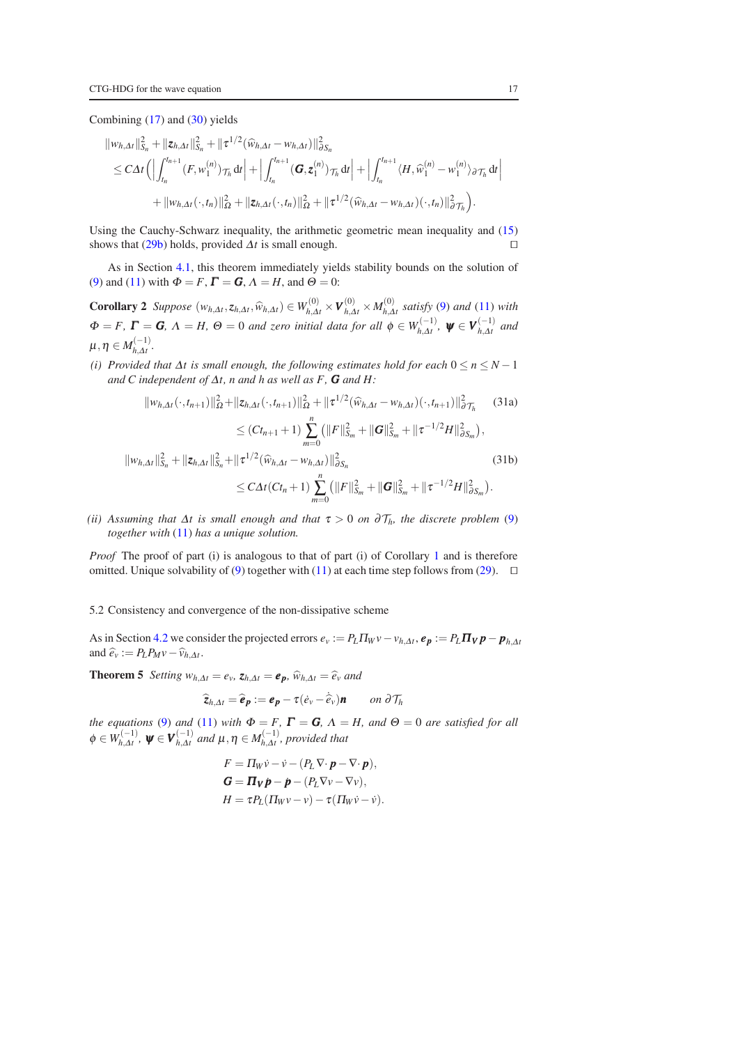Combining (17) and (30) yields

$$
\begin{aligned}
&\|w_{h,\Delta t}\|_{S_n}^2 + \|\boldsymbol{z}_{h,\Delta t}\|_{S_n}^2 + \|\tau^{1/2}(\widehat{w}_{h,\Delta t} - w_{h,\Delta t})\|_{\partial S_n}^2 \\
&\quad \le C\Delta t\Big( \Big|\int_{t_n}^{t_{n+1}} (F, w_1^{(n)})_{\mathcal{T}_h}\,\mathrm{d}t\Big| + \Big|\int_{t_n}^{t_{n+1}} (\boldsymbol{G}, \boldsymbol{z}_1^{(n)})_{\mathcal{T}_h}\,\mathrm{d}t\Big| + \Big|\int_{t_n}^{t_{n+1}} \langle H, \widehat{w}_1^{(n)} - w_1^{(n)}\rangle_{\partial\mathcal{T}_h}\,\mathrm{d}t\Big| \\
&\qquad + \|w_{h,\Delta t}(\cdot,t_n)\|_{\Omega}^2 + \|\boldsymbol{z}_{h,\Delta t}(\cdot,t_n)\|_{\Omega}^2 + \|\tau^{1/2}(\widehat{w}_{h,\Delta t} - w_{h,\Delta t})(\cdot,t_n)\|_{\partial\mathcal{T}_h}^2\Big).
\end{aligned}
$$

Using the Cauchy-Schwarz inequality, the arithmetic geometric mean inequality and (15) shows that (29b) holds, provided $\Delta t$ is small enough. $\square$

As in Section 4.1, this theorem immediately yields stability bounds on the solution of (9) and (11) with $\Phi = F$, $\boldsymbol{\Gamma} = \boldsymbol{G}$, $\Lambda = H$, and $\Theta = 0$:

**Corollary 2** *Suppose* $(w_{h,\Delta t}, \boldsymbol{z}_{h,\Delta t}, \widehat{w}_{h,\Delta t}) \in W_{h,\Delta t}^{(0)} \times \boldsymbol{V}_{h,\Delta t}^{(0)} \times M_{h,\Delta t}^{(0)}$ *satisfy (9) and (11) with* $\Phi = F$, $\boldsymbol{\Gamma} = \boldsymbol{G}$, $\Lambda = H$, $\Theta = 0$ *and zero initial data for all* $\phi \in W_{h,\Delta t}^{(-1)}$, $\boldsymbol{\psi} \in \boldsymbol{V}_{h,\Delta t}^{(-1)}$ *and* $\mu, \eta \in M_{h,\Delta t}^{(-1)}$.

*(i) Provided that* $\Delta t$ *is small enough, the following estimates hold for each* $0 \le n \le N-1$ *and* $C$ *independent of* $\Delta t$, $n$ *and* $h$ *as well as* $F$, $\boldsymbol{G}$ *and* $H$:

$$
\begin{aligned}
&\|w_{h,\Delta t}(\cdot,t_{n+1})\|_{\Omega}^2 + \|\boldsymbol{z}_{h,\Delta t}(\cdot,t_{n+1})\|_{\Omega}^2 + \|\tau^{1/2}(\widehat{w}_{h,\Delta t} - w_{h,\Delta t})(\cdot,t_{n+1})\|_{\partial\mathcal{T}_h}^2 \qquad (31a)\\
&\qquad \le (Ct_{n+1} + 1)\sum_{m=0}^{n}\left(\|F\|_{S_m}^2 + \|\boldsymbol{G}\|_{S_m}^2 + \|\tau^{-1/2}H\|_{\partial S_m}^2\right),\\
&\|w_{h,\Delta t}\|_{S_n}^2 + \|\boldsymbol{z}_{h,\Delta t}\|_{S_n}^2 + \|\tau^{1/2}(\widehat{w}_{h,\Delta t} - w_{h,\Delta t})\|_{\partial S_n}^2 \qquad (31b)\\
&\qquad \le C\Delta t(Ct_n + 1)\sum_{m=0}^{n}\left(\|F\|_{S_m}^2 + \|\boldsymbol{G}\|_{S_m}^2 + \|\tau^{-1/2}H\|_{\partial S_m}^2\right).
\end{aligned}
$$

*(ii) Assuming that* $\Delta t$ *is small enough and that* $\tau > 0$ *on* $\partial\mathcal{T}_h$*, the discrete problem (9) together with (11) has a unique solution.*

*Proof* The proof of part (i) is analogous to that of part (i) of Corollary 1 and is therefore omitted. Unique solvability of (9) together with (11) at each time step follows from (29). $\square$

### 5.2 Consistency and convergence of the non-dissipative scheme

As in Section 4.2 we consider the projected errors $e_v := P_L\Pi_W v - v_{h,\Delta t}$, $\boldsymbol{e_p} := P_L\boldsymbol{\Pi_V}\boldsymbol{p} - \boldsymbol{p}_{h,\Delta t}$ and $\widehat{e}_v := P_L P_M v - \widehat{v}_{h,\Delta t}$.

**Theorem 5** *Setting* $w_{h,\Delta t} = e_v$, $\boldsymbol{z}_{h,\Delta t} = \boldsymbol{e_p}$, $\widehat{w}_{h,\Delta t} = \widehat{e}_v$ *and*

$$
\widehat{\boldsymbol{z}}_{h,\Delta t} = \widehat{\boldsymbol{e}}_{\boldsymbol{p}} := \boldsymbol{e_p} - \tau(\dot{e}_v - \dot{\widehat{e}}_v)\boldsymbol{n} \qquad \text{on } \partial\mathcal{T}_h
$$

*the equations (9) and (11) with* $\Phi = F$, $\boldsymbol{\Gamma} = \boldsymbol{G}$, $\Lambda = H$, *and* $\Theta = 0$ *are satisfied for all* $\phi \in W_{h,\Delta t}^{(-1)}$, $\boldsymbol{\psi} \in \boldsymbol{V}_{h,\Delta t}^{(-1)}$ *and* $\mu, \eta \in M_{h,\Delta t}^{(-1)}$*, provided that*

$$
\begin{aligned}
F &= \Pi_W\dot{v} - \dot{v} - (P_L\nabla\cdot\boldsymbol{p} - \nabla\cdot\boldsymbol{p}),\\
\boldsymbol{G} &= \boldsymbol{\Pi_V}\dot{\boldsymbol{p}} - \dot{\boldsymbol{p}} - (P_L\nabla v - \nabla v),\\
H &= \tau P_L(\Pi_W v - v) - \tau(\Pi_W\dot{v} - \dot{v}).
\end{aligned}
$$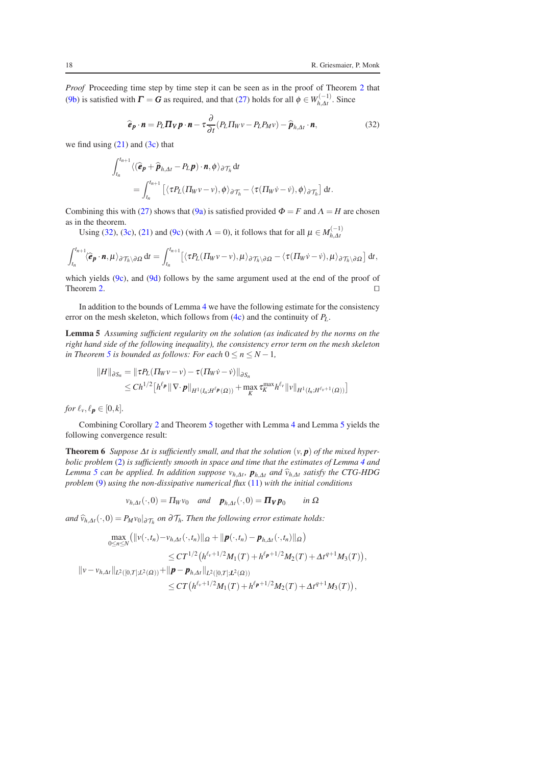*Proof* Proceeding time step by time step it can be seen as in the proof of Theorem 2 that (9b) is satisfied with $\boldsymbol{\Gamma} = \boldsymbol{G}$ as required, and that (27) holds for all $\phi \in W_{h,\Delta t}^{(-1)}$. Since

$$\widehat{\boldsymbol{e}}_{\boldsymbol{p}} \cdot \boldsymbol{n} = P_L \boldsymbol{\Pi}_{\boldsymbol{V}} \boldsymbol{p} \cdot \boldsymbol{n} - \tau \frac{\partial}{\partial t}(P_L \Pi_W v - P_L P_M v) - \widehat{\boldsymbol{p}}_{h,\Delta t} \cdot \boldsymbol{n}, \tag{32}$$

we find using (21) and (3c) that

$$\int_{t_n}^{t_{n+1}} \langle (\widehat{\boldsymbol{e}}_{\boldsymbol{p}} + \widehat{\boldsymbol{p}}_{h,\Delta t} - P_L \boldsymbol{p}) \cdot \boldsymbol{n}, \phi \rangle_{\partial \mathcal{T}_h} \, \mathrm{d}t$$
$$= \int_{t_n}^{t_{n+1}} \left[ \langle \tau P_L (\Pi_W v - v), \phi \rangle_{\partial \mathcal{T}_h} - \langle \tau (\Pi_W \dot{v} - \dot{v}), \phi \rangle_{\partial \mathcal{T}_h} \right] \mathrm{d}t.$$

Combining this with (27) shows that (9a) is satisfied provided $\Phi = F$ and $\Lambda = H$ are chosen as in the theorem.

Using (32), (3c), (21) and (9c) (with $\Lambda = 0$), it follows that for all $\mu \in M_{h,\Delta t}^{(-1)}$

$$\int_{t_n}^{t_{n+1}} \langle \widehat{\boldsymbol{e}}_{\boldsymbol{p}} \cdot \boldsymbol{n}, \mu \rangle_{\partial \mathcal{T}_h \setminus \partial \Omega} \, \mathrm{d}t = \int_{t_n}^{t_{n+1}} \left[ \langle \tau P_L (\Pi_W v - v), \mu \rangle_{\partial \mathcal{T}_h \setminus \partial \Omega} - \langle \tau (\Pi_W \dot{v} - \dot{v}), \mu \rangle_{\partial \mathcal{T}_h \setminus \partial \Omega} \right] \mathrm{d}t,$$

which yields (9c), and (9d) follows by the same argument used at the end of the proof of Theorem 2. $\square$

In addition to the bounds of Lemma 4 we have the following estimate for the consistency error on the mesh skeleton, which follows from (4c) and the continuity of $P_L$.

**Lemma 5** *Assuming sufficient regularity on the solution (as indicated by the norms on the right hand side of the following inequality), the consistency error term on the mesh skeleton in Theorem 5 is bounded as follows: For each* $0 \le n \le N-1$,

$$\|H\|_{\partial S_n} = \|\tau P_L (\Pi_W v - v) - \tau (\Pi_W \dot{v} - \dot{v})\|_{\partial S_n}$$
$$\le C h^{1/2} \left[ h^{\ell_{\boldsymbol{p}}} \|\nabla \cdot \boldsymbol{p}\|_{H^1(I_n; H^{\ell_{\boldsymbol{p}}}(\Omega))} + \max_K \tau_K^{\max} h^{\ell_v} \|v\|_{H^1(I_n; H^{\ell_v+1}(\Omega))} \right]$$

*for* $\ell_v, \ell_{\boldsymbol{p}} \in [0,k]$.

Combining Corollary 2 and Theorem 5 together with Lemma 4 and Lemma 5 yields the following convergence result:

**Theorem 6** *Suppose $\Delta t$ is sufficiently small, and that the solution $(v, \boldsymbol{p})$ of the mixed hyperbolic problem (2) is sufficiently smooth in space and time that the estimates of Lemma 4 and Lemma 5 can be applied. In addition suppose $v_{h,\Delta t}$, $\boldsymbol{p}_{h,\Delta t}$ and $\widehat{v}_{h,\Delta t}$ satisfy the CTG-HDG problem (9) using the non-dissipative numerical flux (11) with the initial conditions*

$$v_{h,\Delta t}(\cdot, 0) = \Pi_W v_0 \quad \text{and} \quad \boldsymbol{p}_{h,\Delta t}(\cdot, 0) = \boldsymbol{\Pi}_{\boldsymbol{V}} \boldsymbol{p}_0 \qquad \text{in } \Omega$$

*and $\widehat{v}_{h,\Delta t}(\cdot, 0) = P_M v_0|_{\partial \mathcal{T}_h}$ on $\partial \mathcal{T}_h$. Then the following error estimate holds:*

$$\max_{0 \le n \le N} \left( \|v(\cdot, t_n) - v_{h,\Delta t}(\cdot, t_n)\|_\Omega + \|\boldsymbol{p}(\cdot, t_n) - \boldsymbol{p}_{h,\Delta t}(\cdot, t_n)\|_\Omega \right)$$
$$\le C T^{1/2} \left( h^{\ell_v + 1/2} M_1(T) + h^{\ell_{\boldsymbol{p}} + 1/2} M_2(T) + \Delta t^{q+1} M_3(T) \right),$$

$$\|v - v_{h,\Delta t}\|_{L^2([0,T]; L^2(\Omega))} + \|\boldsymbol{p} - \boldsymbol{p}_{h,\Delta t}\|_{L^2([0,T]; \boldsymbol{L}^2(\Omega))}$$
$$\le C T \left( h^{\ell_v + 1/2} M_1(T) + h^{\ell_{\boldsymbol{p}} + 1/2} M_2(T) + \Delta t^{q+1} M_3(T) \right),$$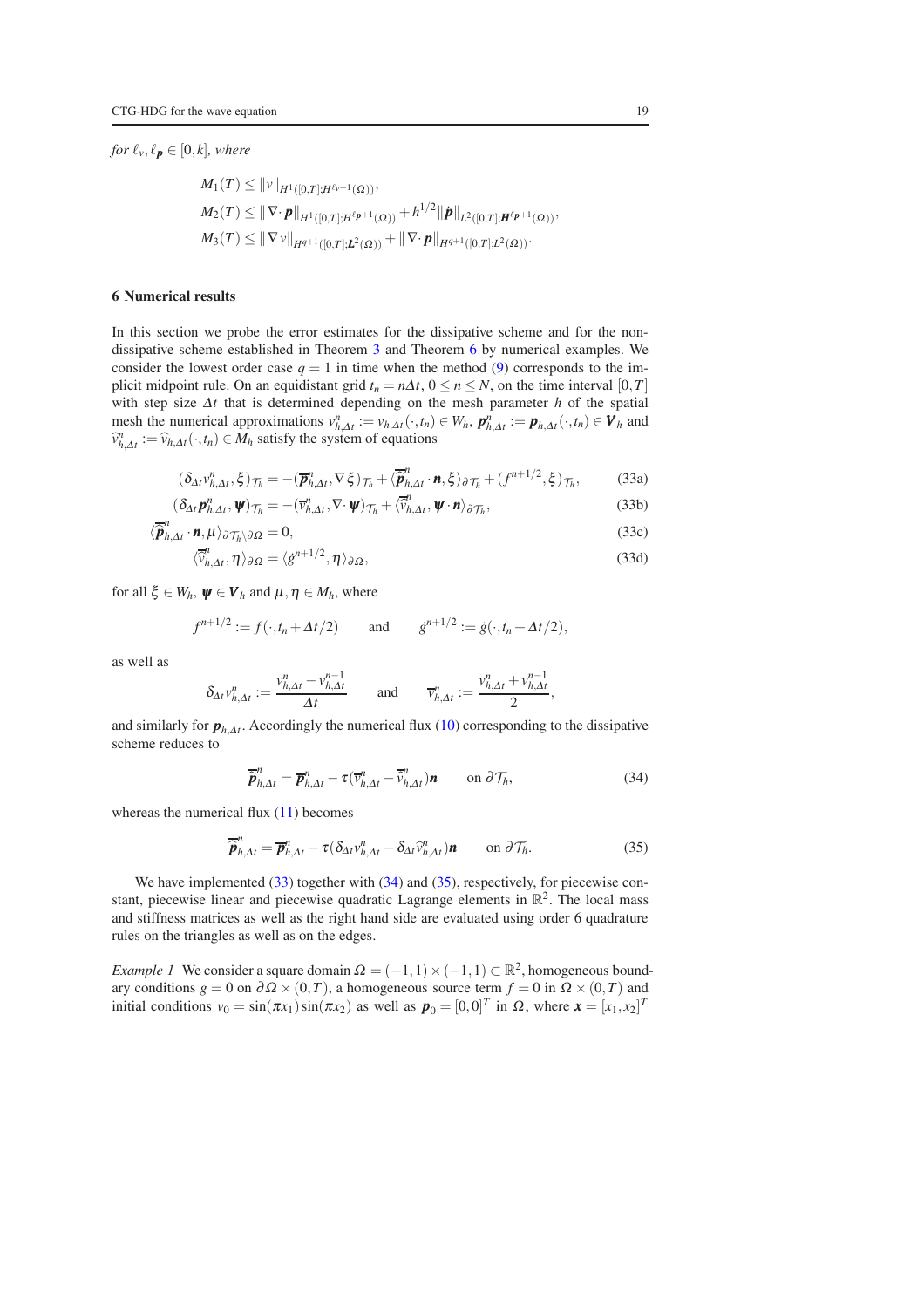*for* $\ell_v, \ell_{\boldsymbol{p}} \in [0,k]$*, where*

$$
\begin{aligned}
M_1(T) &\le \|v\|_{H^1([0,T];H^{\ell_v+1}(\Omega))},\\
M_2(T) &\le \|\nabla\cdot \boldsymbol{p}\|_{H^1([0,T];H^{\ell_{\boldsymbol{p}}+1}(\Omega))} + h^{1/2}\|\dot{\boldsymbol{p}}\|_{L^2([0,T];\boldsymbol{H}^{\ell_{\boldsymbol{p}}+1}(\Omega))},\\
M_3(T) &\le \|\nabla v\|_{H^{q+1}([0,T];\boldsymbol{L}^2(\Omega))} + \|\nabla\cdot \boldsymbol{p}\|_{H^{q+1}([0,T];L^2(\Omega))}.
\end{aligned}
$$

## 6 Numerical results

In this section we probe the error estimates for the dissipative scheme and for the non-dissipative scheme established in Theorem 3 and Theorem 6 by numerical examples. We consider the lowest order case $q=1$ in time when the method (9) corresponds to the implicit midpoint rule. On an equidistant grid $t_n = n\Delta t$, $0 \le n \le N$, on the time interval $[0,T]$ with step size $\Delta t$ that is determined depending on the mesh parameter $h$ of the spatial mesh the numerical approximations $v^n_{h,\Delta t} := v_{h,\Delta t}(\cdot,t_n) \in W_h$, $\boldsymbol{p}^n_{h,\Delta t} := \boldsymbol{p}_{h,\Delta t}(\cdot,t_n) \in \boldsymbol{V}_h$ and $\widehat{v}^n_{h,\Delta t} := \widehat{v}_{h,\Delta t}(\cdot,t_n) \in M_h$ satisfy the system of equations

$$
(\delta_{\Delta t} v^n_{h,\Delta t}, \xi)_{\mathcal{T}_h} = -(\overline{\boldsymbol{p}}^n_{h,\Delta t}, \nabla \xi)_{\mathcal{T}_h} + \langle \overline{\widehat{\boldsymbol{p}}}^n_{h,\Delta t}\cdot \boldsymbol{n}, \xi\rangle_{\partial\mathcal{T}_h} + (f^{n+1/2}, \xi)_{\mathcal{T}_h}, \tag{33a}
$$

$$
(\delta_{\Delta t} \boldsymbol{p}^n_{h,\Delta t}, \boldsymbol{\psi})_{\mathcal{T}_h} = -(\overline{v}^n_{h,\Delta t}, \nabla\cdot \boldsymbol{\psi})_{\mathcal{T}_h} + \langle \overline{\widehat{v}}^n_{h,\Delta t}, \boldsymbol{\psi}\cdot \boldsymbol{n}\rangle_{\partial\mathcal{T}_h}, \tag{33b}
$$

$$
\langle \overline{\widehat{\boldsymbol{p}}}^n_{h,\Delta t}\cdot \boldsymbol{n}, \mu\rangle_{\partial\mathcal{T}_h\setminus\partial\Omega} = 0, \tag{33c}
$$

$$
\langle \overline{\widehat{v}}^n_{h,\Delta t}, \eta\rangle_{\partial\Omega} = \langle \dot{g}^{n+1/2}, \eta\rangle_{\partial\Omega}, \tag{33d}
$$

for all $\xi \in W_h$, $\boldsymbol{\psi} \in \boldsymbol{V}_h$ and $\mu, \eta \in M_h$, where

$$
f^{n+1/2} := f(\cdot, t_n + \Delta t/2) \qquad \text{and} \qquad \dot{g}^{n+1/2} := \dot{g}(\cdot, t_n + \Delta t/2),
$$

as well as

$$
\delta_{\Delta t} v^n_{h,\Delta t} := \frac{v^n_{h,\Delta t} - v^{n-1}_{h,\Delta t}}{\Delta t} \qquad \text{and} \qquad \overline{v}^n_{h,\Delta t} := \frac{v^n_{h,\Delta t} + v^{n-1}_{h,\Delta t}}{2},
$$

and similarly for $\boldsymbol{p}_{h,\Delta t}$. Accordingly the numerical flux (10) corresponding to the dissipative scheme reduces to

$$
\overline{\widehat{\boldsymbol{p}}}^n_{h,\Delta t} = \overline{\boldsymbol{p}}^n_{h,\Delta t} - \tau(\overline{v}^n_{h,\Delta t} - \overline{\widehat{v}}^n_{h,\Delta t})\boldsymbol{n} \qquad \text{on } \partial\mathcal{T}_h, \tag{34}
$$

whereas the numerical flux (11) becomes

$$
\overline{\widehat{\boldsymbol{p}}}^n_{h,\Delta t} = \overline{\boldsymbol{p}}^n_{h,\Delta t} - \tau(\delta_{\Delta t} v^n_{h,\Delta t} - \delta_{\Delta t}\widehat{v}^n_{h,\Delta t})\boldsymbol{n} \qquad \text{on } \partial\mathcal{T}_h. \tag{35}
$$

We have implemented (33) together with (34) and (35), respectively, for piecewise constant, piecewise linear and piecewise quadratic Lagrange elements in $\mathbb{R}^2$. The local mass and stiffness matrices as well as the right hand side are evaluated using order 6 quadrature rules on the triangles as well as on the edges.

*Example 1* We consider a square domain $\Omega = (-1,1)\times(-1,1) \subset \mathbb{R}^2$, homogeneous boundary conditions $g = 0$ on $\partial\Omega \times (0,T)$, a homogeneous source term $f = 0$ in $\Omega \times (0,T)$ and initial conditions $v_0 = \sin(\pi x_1)\sin(\pi x_2)$ as well as $\boldsymbol{p}_0 = [0,0]^T$ in $\Omega$, where $\boldsymbol{x} = [x_1,x_2]^T$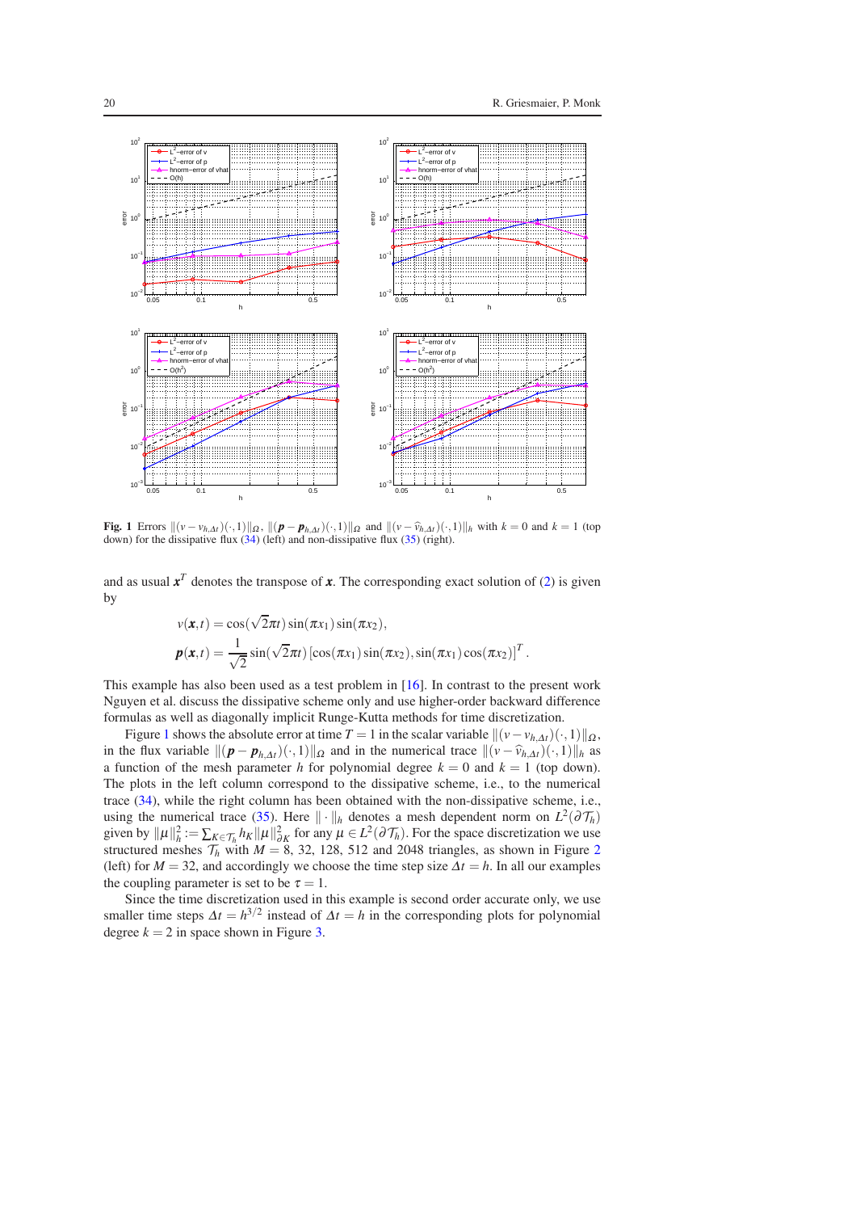**Fig. 1** Errors $\|(v - v_{h,\Delta t})(\cdot,1)\|_\Omega$, $\|(\boldsymbol{p} - \boldsymbol{p}_{h,\Delta t})(\cdot,1)\|_\Omega$ and $\|(v - \widehat{v}_{h,\Delta t})(\cdot,1)\|_h$ with $k = 0$ and $k = 1$ (top down) for the dissipative flux (34) (left) and non-dissipative flux (35) (right).

and as usual $\boldsymbol{x}^T$ denotes the transpose of $\boldsymbol{x}$. The corresponding exact solution of (2) is given by

$$
\begin{aligned}
v(\boldsymbol{x},t) &= \cos(\sqrt{2}\pi t)\sin(\pi x_1)\sin(\pi x_2),\\
\boldsymbol{p}(\boldsymbol{x},t) &= \frac{1}{\sqrt{2}}\sin(\sqrt{2}\pi t)\left[\cos(\pi x_1)\sin(\pi x_2), \sin(\pi x_1)\cos(\pi x_2)\right]^T.
\end{aligned}
$$

This example has also been used as a test problem in [16]. In contrast to the present work Nguyen et al. discuss the dissipative scheme only and use higher-order backward difference formulas as well as diagonally implicit Runge-Kutta methods for time discretization.

Figure 1 shows the absolute error at time $T = 1$ in the scalar variable $\|(v - v_{h,\Delta t})(\cdot,1)\|_\Omega$, in the flux variable $\|(\boldsymbol{p} - \boldsymbol{p}_{h,\Delta t})(\cdot,1)\|_\Omega$ and in the numerical trace $\|(v - \widehat{v}_{h,\Delta t})(\cdot,1)\|_h$ as a function of the mesh parameter $h$ for polynomial degree $k = 0$ and $k = 1$ (top down). The plots in the left column correspond to the dissipative scheme, i.e., to the numerical trace (34), while the right column has been obtained with the non-dissipative scheme, i.e., using the numerical trace (35). Here $\|\cdot\|_h$ denotes a mesh dependent norm on $L^2(\partial\mathcal{T}_h)$ given by $\|\mu\|_h^2 := \sum_{K\in\mathcal{T}_h} h_K \|\mu\|_{\partial K}^2$ for any $\mu \in L^2(\partial\mathcal{T}_h)$. For the space discretization we use structured meshes $\mathcal{T}_h$ with $M = 8$, 32, 128, 512 and 2048 triangles, as shown in Figure 2 (left) for $M = 32$, and accordingly we choose the time step size $\Delta t = h$. In all our examples the coupling parameter is set to be $\tau = 1$.

Since the time discretization used in this example is second order accurate only, we use smaller time steps $\Delta t = h^{3/2}$ instead of $\Delta t = h$ in the corresponding plots for polynomial degree $k = 2$ in space shown in Figure 3.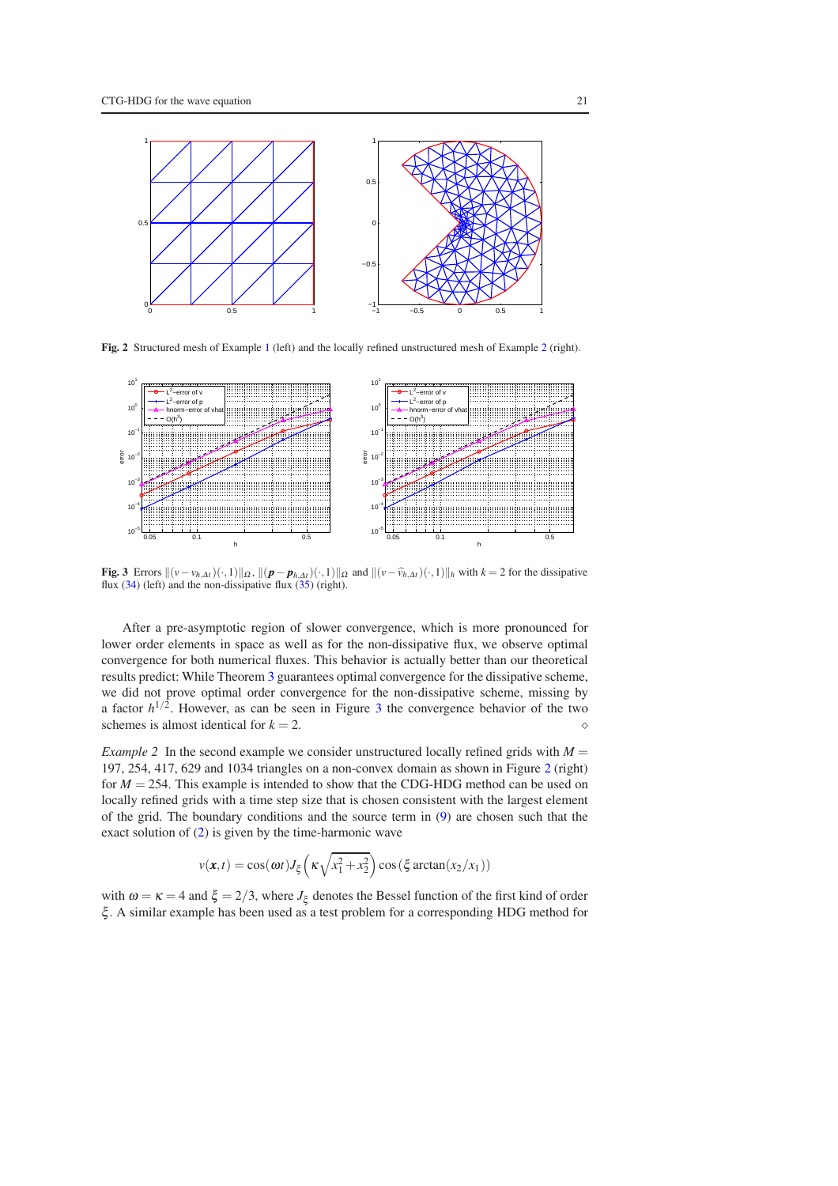**Fig. 2** Structured mesh of Example 1 (left) and the locally refined unstructured mesh of Example 2 (right).

**Fig. 3** Errors $\|(v - v_{h,\Delta t})(\cdot,1)\|_\Omega$, $\|(\boldsymbol{p} - \boldsymbol{p}_{h,\Delta t})(\cdot,1)\|_\Omega$ and $\|(v - \widehat{v}_{h,\Delta t})(\cdot,1)\|_h$ with $k = 2$ for the dissipative flux (34) (left) and the non-dissipative flux (35) (right).

After a pre-asymptotic region of slower convergence, which is more pronounced for lower order elements in space as well as for the non-dissipative flux, we observe optimal convergence for both numerical fluxes. This behavior is actually better than our theoretical results predict: While Theorem 3 guarantees optimal convergence for the dissipative scheme, we did not prove optimal order convergence for the non-dissipative scheme, missing by a factor $h^{1/2}$. However, as can be seen in Figure 3 the convergence behavior of the two schemes is almost identical for $k = 2$. $\diamond$

*Example 2* In the second example we consider unstructured locally refined grids with $M = 197, 254, 417, 629$ and $1034$ triangles on a non-convex domain as shown in Figure 2 (right) for $M = 254$. This example is intended to show that the CDG-HDG method can be used on locally refined grids with a time step size that is chosen consistent with the largest element of the grid. The boundary conditions and the source term in (9) are chosen such that the exact solution of (2) is given by the time-harmonic wave

$$v(\boldsymbol{x},t) = \cos(\omega t) J_\xi\left(\kappa\sqrt{x_1^2 + x_2^2}\right)\cos\left(\xi \arctan(x_2/x_1)\right)$$

with $\omega = \kappa = 4$ and $\xi = 2/3$, where $J_\xi$ denotes the Bessel function of the first kind of order $\xi$. A similar example has been used as a test problem for a corresponding HDG method for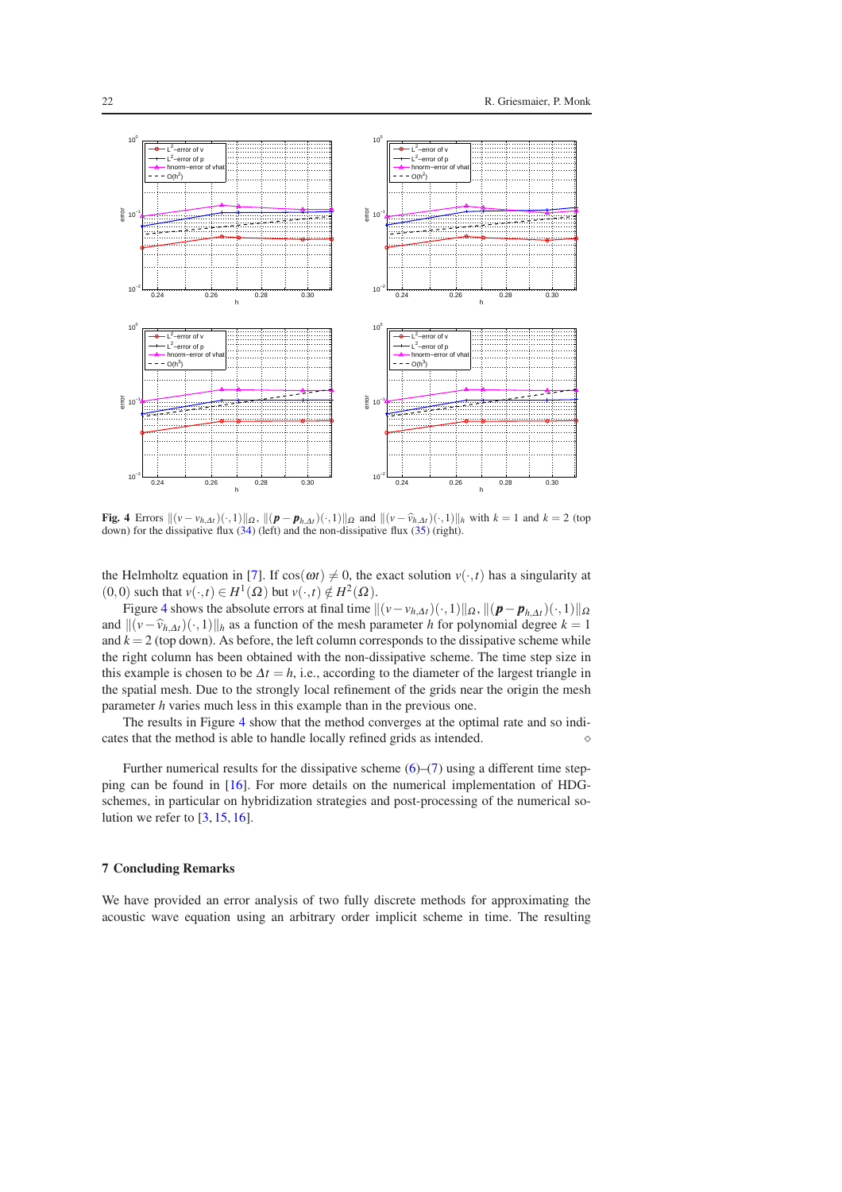**Fig. 4** Errors $\|(v - v_{h,\Delta t})(\cdot,1)\|_\Omega$, $\|(\boldsymbol{p} - \boldsymbol{p}_{h,\Delta t})(\cdot,1)\|_\Omega$ and $\|(v - \widehat{v}_{h,\Delta t})(\cdot,1)\|_h$ with $k = 1$ and $k = 2$ (top down) for the dissipative flux (34) (left) and the non-dissipative flux (35) (right).

the Helmholtz equation in [7]. If $\cos(\omega t) \neq 0$, the exact solution $v(\cdot,t)$ has a singularity at $(0,0)$ such that $v(\cdot,t) \in H^1(\Omega)$ but $v(\cdot,t) \notin H^2(\Omega)$.

Figure 4 shows the absolute errors at final time $\|(v - v_{h,\Delta t})(\cdot,1)\|_\Omega$, $\|(\boldsymbol{p} - \boldsymbol{p}_{h,\Delta t})(\cdot,1)\|_\Omega$ and $\|(v - \widehat{v}_{h,\Delta t})(\cdot,1)\|_h$ as a function of the mesh parameter $h$ for polynomial degree $k = 1$ and $k = 2$ (top down). As before, the left column corresponds to the dissipative scheme while the right column has been obtained with the non-dissipative scheme. The time step size in this example is chosen to be $\Delta t = h$, i.e., according to the diameter of the largest triangle in the spatial mesh. Due to the strongly local refinement of the grids near the origin the mesh parameter $h$ varies much less in this example than in the previous one.

The results in Figure 4 show that the method converges at the optimal rate and so indicates that the method is able to handle locally refined grids as intended. $\diamond$

Further numerical results for the dissipative scheme (6)–(7) using a different time stepping can be found in [16]. For more details on the numerical implementation of HDG-schemes, in particular on hybridization strategies and post-processing of the numerical solution we refer to [3, 15, 16].

## 7 Concluding Remarks

We have provided an error analysis of two fully discrete methods for approximating the acoustic wave equation using an arbitrary order implicit scheme in time. The resulting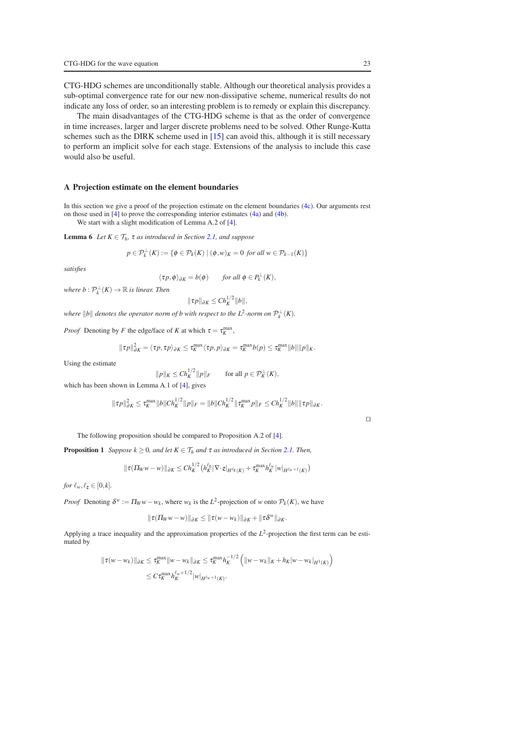CTG-HDG schemes are unconditionally stable. Although our theoretical analysis provides a sub-optimal convergence rate for our new non-dissipative scheme, numerical results do not indicate any loss of order, so an interesting problem is to remedy or explain this discrepancy.

The main disadvantages of the CTG-HDG scheme is that as the order of convergence in time increases, larger and larger discrete problems need to be solved. Other Runge-Kutta schemes such as the DIRK scheme used in [15] can avoid this, although it is still necessary to perform an implicit solve for each stage. Extensions of the analysis to include this case would also be useful.

## A Projection estimate on the element boundaries

In this section we give a proof of the projection estimate on the element boundaries (4c). Our arguments rest on those used in [4] to prove the corresponding interior estimates (4a) and (4b).

We start with a slight modification of Lemma A.2 of [4].

**Lemma 6** *Let $K \in \mathcal{T}_h$, $\tau$ as introduced in Section 2.1, and suppose*

$$p \in \mathcal{P}_k^{\perp}(K) := \{\phi \in \mathcal{P}_k(K) \mid (\phi, w)_K = 0 \text{ for all } w \in \mathcal{P}_{k-1}(K)\}$$

*satisfies*

$$\langle \tau p, \phi \rangle_{\partial K} = b(\phi) \qquad \text{for all } \phi \in P_k^{\perp}(K),$$

*where $b : \mathcal{P}_k^{\perp}(K) \to \mathbb{R}$ is linear. Then*

$$\|\tau p\|_{\partial K} \leq C h_K^{1/2} \|b\|,$$

*where $\|b\|$ denotes the operator norm of $b$ with respect to the $L^2$-norm on $\mathcal{P}_k^{\perp}(K)$.*

*Proof* Denoting by $F$ the edge/face of $K$ at which $\tau = \tau_K^{\max}$,

$$\|\tau p\|_{\partial K}^2 = \langle \tau p, \tau p \rangle_{\partial K} \leq \tau_K^{\max} \langle \tau p, p \rangle_{\partial K} = \tau_K^{\max} b(p) \leq \tau_K^{\max} \|b\| \|p\|_K.$$

Using the estimate

$$\|p\|_K \leq C h_K^{1/2} \|p\|_F \qquad \text{for all } p \in \mathcal{P}_K^{\perp}(K),$$

which has been shown in Lemma A.1 of [4], gives

$$\|\tau p\|_{\partial K}^2 \leq \tau_K^{\max} \|b\| C h_K^{1/2} \|p\|_F = \|b\| C h_K^{1/2} \|\tau_K^{\max} p\|_F \leq C h_K^{1/2} \|b\| \|\tau p\|_{\partial K}.$$

$\square$

The following proposition should be compared to Proposition A.2 of [4].

**Proposition 1** *Suppose $k \geq 0$, and let $K \in \mathcal{T}_h$ and $\tau$ as introduced in Section 2.1. Then,*

$$\|\tau(\Pi_W w - w)\|_{\partial K} \leq C h_K^{1/2} \left( h_K^{\ell_z} |\nabla \cdot z|_{H^{\ell_z}(K)} + \tau_K^{\max} h_K^{\ell_w} |w|_{H^{\ell_w+1}(K)} \right)$$

*for $\ell_w, \ell_z \in [0, k]$.*

*Proof* Denoting $\delta^w := \Pi_W w - w_k$, where $w_k$ is the $L^2$-projection of $w$ onto $\mathcal{P}_k(K)$, we have

$$\|\tau(\Pi_W w - w)\|_{\partial K} \leq \|\tau(w - w_k)\|_{\partial K} + \|\tau \delta^w\|_{\partial K}.$$

Applying a trace inequality and the approximation properties of the $L^2$-projection the first term can be estimated by

$$\begin{aligned}
\|\tau(w - w_k)\|_{\partial K} &\leq \tau_K^{\max} \|w - w_k\|_{\partial K} \leq \tau_K^{\max} h_K^{-1/2} \left( \|w - w_k\|_K + h_K |w - w_k|_{H^1(K)} \right) \\
&\leq C \tau_K^{\max} h_K^{\ell_w + 1/2} |w|_{H^{\ell_w+1}(K)}.
\end{aligned}$$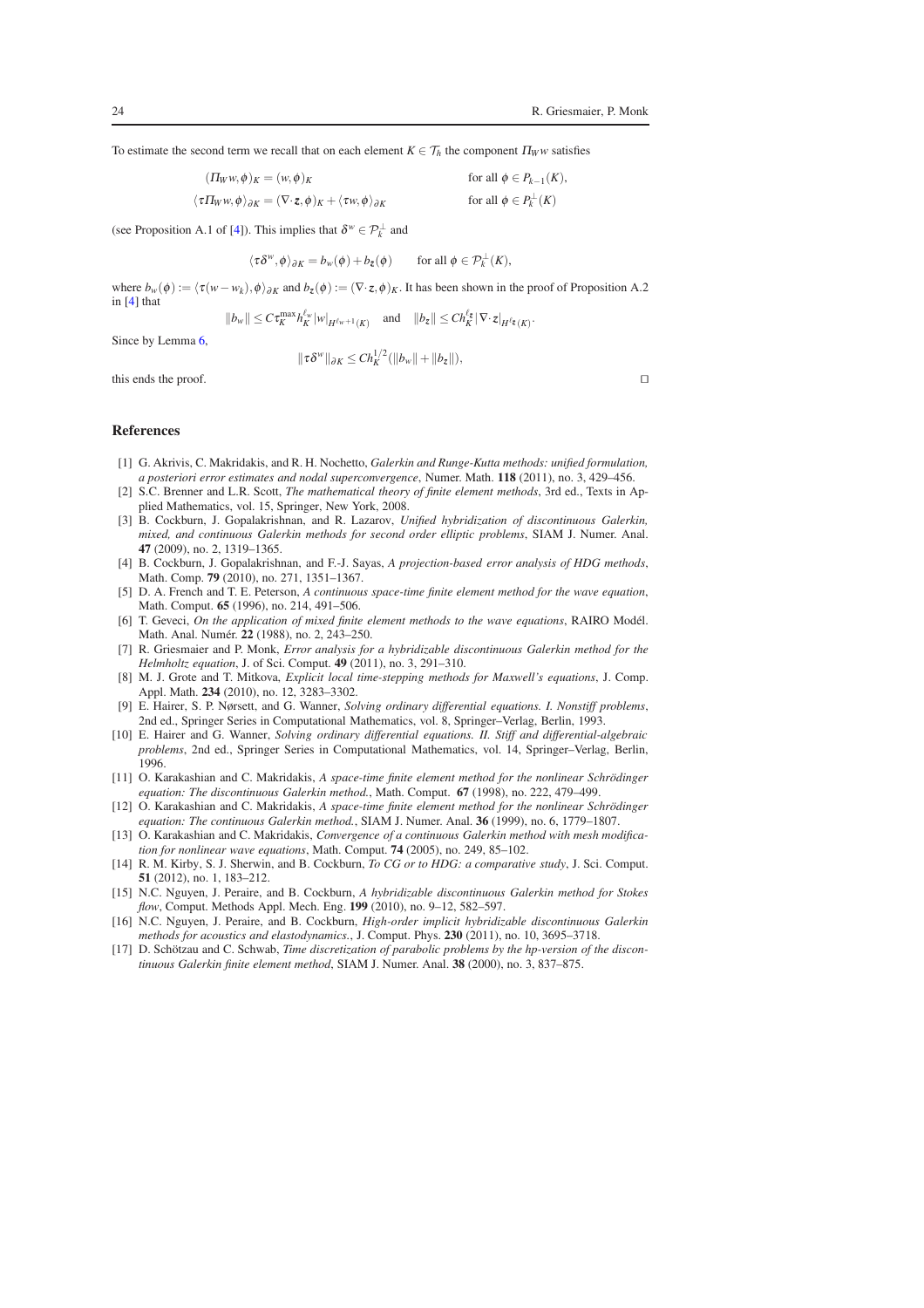To estimate the second term we recall that on each element $K \in \mathcal{T}_h$ the component $\Pi_W w$ satisfies

$$
\begin{aligned}
(\Pi_W w, \phi)_K &= (w, \phi)_K && \text{for all } \phi \in P_{k-1}(K), \\
\langle \tau \Pi_W w, \phi \rangle_{\partial K} &= (\nabla \cdot \boldsymbol{z}, \phi)_K + \langle \tau w, \phi \rangle_{\partial K} && \text{for all } \phi \in P_k^{\perp}(K)
\end{aligned}
$$

(see Proposition A.1 of [4]). This implies that $\delta^w \in \mathcal{P}_k^{\perp}$ and

$$
\langle \tau \delta^w, \phi \rangle_{\partial K} = b_w(\phi) + b_{\boldsymbol{z}}(\phi) \qquad \text{for all } \phi \in \mathcal{P}_k^{\perp}(K),
$$

where $b_w(\phi) := \langle \tau(w - w_k), \phi \rangle_{\partial K}$ and $b_{\boldsymbol{z}}(\phi) := (\nabla \cdot \boldsymbol{z}, \phi)_K$. It has been shown in the proof of Proposition A.2 in [4] that

$$
\|b_w\| \le C \tau_K^{\max} h_K^{\ell_w} |w|_{H^{\ell_w+1}(K)} \quad \text{and} \quad \|b_{\boldsymbol{z}}\| \le C h_K^{\ell_{\boldsymbol{z}}} |\nabla \cdot \boldsymbol{z}|_{H^{\ell_{\boldsymbol{z}}}(K)}.
$$

Since by Lemma 6,

$$
\|\tau \delta^w\|_{\partial K} \le C h_K^{1/2} (\|b_w\| + \|b_{\boldsymbol{z}}\|),
$$

this ends the proof. □

## References

1. G. Akrivis, C. Makridakis, and R. H. Nochetto, *Galerkin and Runge-Kutta methods: unified formulation, a posteriori error estimates and nodal superconvergence*, Numer. Math. **118** (2011), no. 3, 429–456.
2. S.C. Brenner and L.R. Scott, *The mathematical theory of finite element methods*, 3rd ed., Texts in Applied Mathematics, vol. 15, Springer, New York, 2008.
3. B. Cockburn, J. Gopalakrishnan, and R. Lazarov, *Unified hybridization of discontinuous Galerkin, mixed, and continuous Galerkin methods for second order elliptic problems*, SIAM J. Numer. Anal. **47** (2009), no. 2, 1319–1365.
4. B. Cockburn, J. Gopalakrishnan, and F.-J. Sayas, *A projection-based error analysis of HDG methods*, Math. Comp. **79** (2010), no. 271, 1351–1367.
5. D. A. French and T. E. Peterson, *A continuous space-time finite element method for the wave equation*, Math. Comput. **65** (1996), no. 214, 491–506.
6. T. Geveci, *On the application of mixed finite element methods to the wave equations*, RAIRO Modél. Math. Anal. Numér. **22** (1988), no. 2, 243–250.
7. R. Griesmaier and P. Monk, *Error analysis for a hybridizable discontinuous Galerkin method for the Helmholtz equation*, J. of Sci. Comput. **49** (2011), no. 3, 291–310.
8. M. J. Grote and T. Mitkova, *Explicit local time-stepping methods for Maxwell's equations*, J. Comp. Appl. Math. **234** (2010), no. 12, 3283–3302.
9. E. Hairer, S. P. Nørsett, and G. Wanner, *Solving ordinary differential equations. I. Nonstiff problems*, 2nd ed., Springer Series in Computational Mathematics, vol. 8, Springer–Verlag, Berlin, 1993.
10. E. Hairer and G. Wanner, *Solving ordinary differential equations. II. Stiff and differential-algebraic problems*, 2nd ed., Springer Series in Computational Mathematics, vol. 14, Springer–Verlag, Berlin, 1996.
11. O. Karakashian and C. Makridakis, *A space-time finite element method for the nonlinear Schrödinger equation: The discontinuous Galerkin method.*, Math. Comput. **67** (1998), no. 222, 479–499.
12. O. Karakashian and C. Makridakis, *A space-time finite element method for the nonlinear Schrödinger equation: The continuous Galerkin method.*, SIAM J. Numer. Anal. **36** (1999), no. 6, 1779–1807.
13. O. Karakashian and C. Makridakis, *Convergence of a continuous Galerkin method with mesh modification for nonlinear wave equations*, Math. Comput. **74** (2005), no. 249, 85–102.
14. R. M. Kirby, S. J. Sherwin, and B. Cockburn, *To CG or to HDG: a comparative study*, J. Sci. Comput. **51** (2012), no. 1, 183–212.
15. N.C. Nguyen, J. Peraire, and B. Cockburn, *A hybridizable discontinuous Galerkin method for Stokes flow*, Comput. Methods Appl. Mech. Eng. **199** (2010), no. 9–12, 582–597.
16. N.C. Nguyen, J. Peraire, and B. Cockburn, *High-order implicit hybridizable discontinuous Galerkin methods for acoustics and elastodynamics.*, J. Comput. Phys. **230** (2011), no. 10, 3695–3718.
17. D. Schötzau and C. Schwab, *Time discretization of parabolic problems by the hp-version of the discontinuous Galerkin finite element method*, SIAM J. Numer. Anal. **38** (2000), no. 3, 837–875.